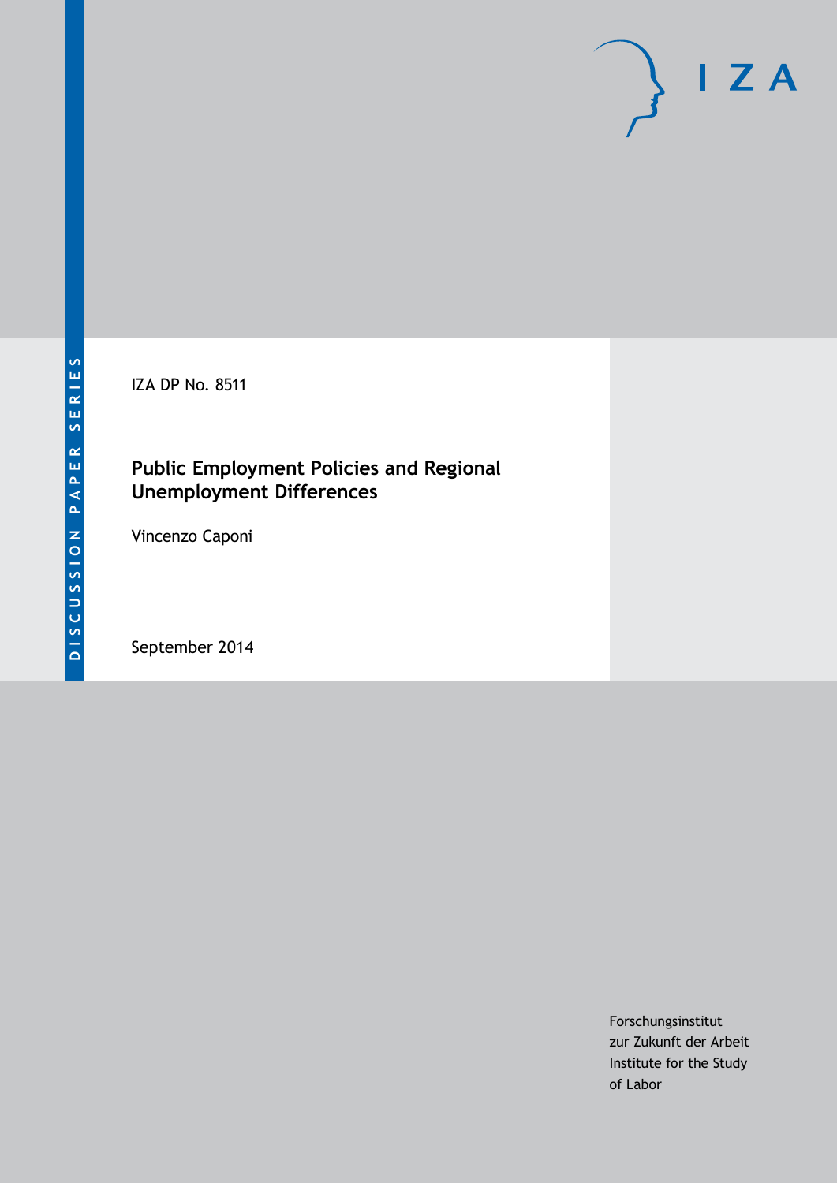DISCUSSION PAPER SERIES

IZA

IZA DP No. 8511

# Public Employment Policies and Regional Unemployment Differences

Vincenzo Caponi

September 2014

Forschungsinstitut
zur Zukunft der Arbeit
Institute for the Study
of Labor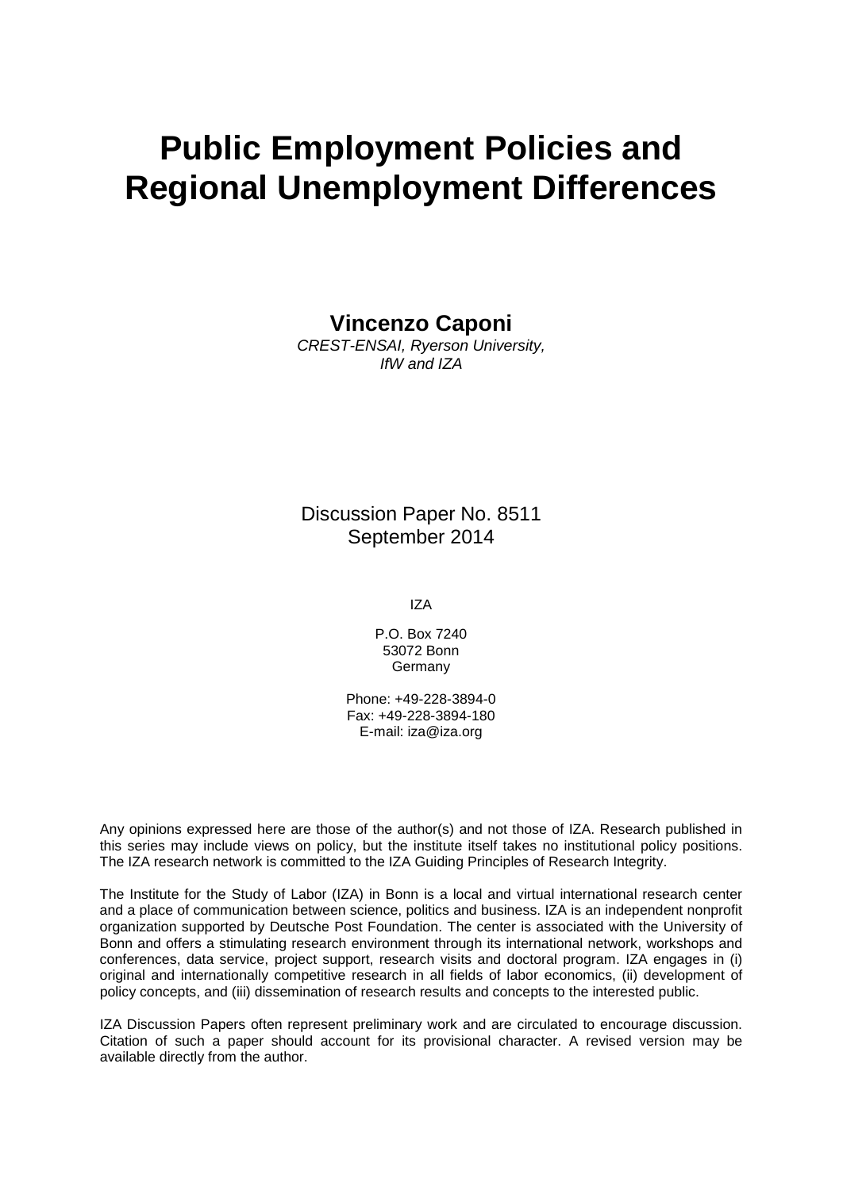// Public Employment Policies and Regional Unemployment Differences

**Vincenzo Caponi**
*CREST-ENSAI, Ryerson University, IfW and IZA*

Discussion Paper No. 8511
September 2014

IZA

P.O. Box 7240
53072 Bonn
Germany

Phone: +49-228-3894-0
Fax: +49-228-3894-180
E-mail: iza@iza.org

Any opinions expressed here are those of the author(s) and not those of IZA. Research published in this series may include views on policy, but the institute itself takes no institutional policy positions. The IZA research network is committed to the IZA Guiding Principles of Research Integrity.

The Institute for the Study of Labor (IZA) in Bonn is a local and virtual international research center and a place of communication between science, politics and business. IZA is an independent nonprofit organization supported by Deutsche Post Foundation. The center is associated with the University of Bonn and offers a stimulating research environment through its international network, workshops and conferences, data service, project support, research visits and doctoral program. IZA engages in (i) original and internationally competitive research in all fields of labor economics, (ii) development of policy concepts, and (iii) dissemination of research results and concepts to the interested public.

IZA Discussion Papers often represent preliminary work and are circulated to encourage discussion. Citation of such a paper should account for its provisional character. A revised version may be available directly from the author.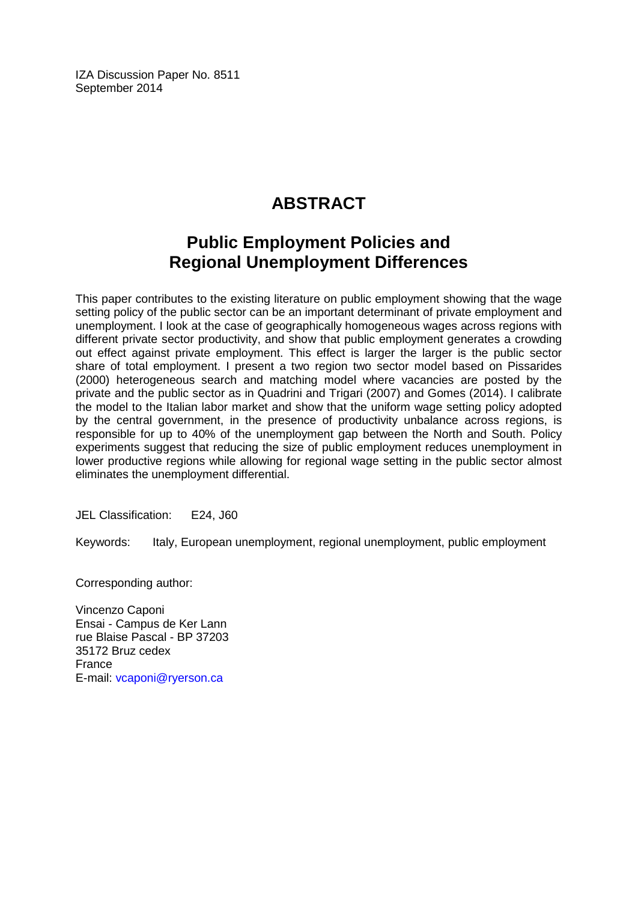IZA Discussion Paper No. 8511
September 2014

# ABSTRACT

## Public Employment Policies and Regional Unemployment Differences

This paper contributes to the existing literature on public employment showing that the wage setting policy of the public sector can be an important determinant of private employment and unemployment. I look at the case of geographically homogeneous wages across regions with different private sector productivity, and show that public employment generates a crowding out effect against private employment. This effect is larger the larger is the public sector share of total employment. I present a two region two sector model based on Pissarides (2000) heterogeneous search and matching model where vacancies are posted by the private and the public sector as in Quadrini and Trigari (2007) and Gomes (2014). I calibrate the model to the Italian labor market and show that the uniform wage setting policy adopted by the central government, in the presence of productivity unbalance across regions, is responsible for up to 40% of the unemployment gap between the North and South. Policy experiments suggest that reducing the size of public employment reduces unemployment in lower productive regions while allowing for regional wage setting in the public sector almost eliminates the unemployment differential.

JEL Classification: E24, J60

Keywords: Italy, European unemployment, regional unemployment, public employment

Corresponding author:

Vincenzo Caponi
Ensai - Campus de Ker Lann
rue Blaise Pascal - BP 37203
35172 Bruz cedex
France
E-mail: vcaponi@ryerson.ca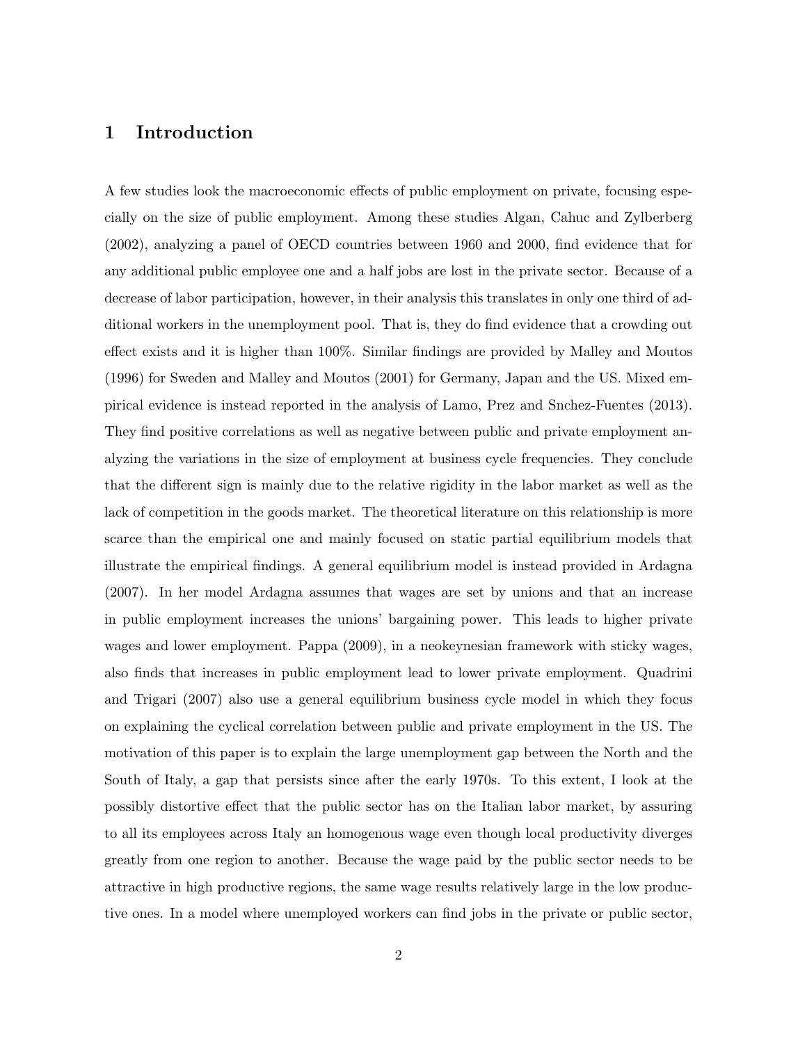# 1 Introduction

A few studies look the macroeconomic effects of public employment on private, focusing especially on the size of public employment. Among these studies Algan, Cahuc and Zylberberg (2002), analyzing a panel of OECD countries between 1960 and 2000, find evidence that for any additional public employee one and a half jobs are lost in the private sector. Because of a decrease of labor participation, however, in their analysis this translates in only one third of additional workers in the unemployment pool. That is, they do find evidence that a crowding out effect exists and it is higher than 100%. Similar findings are provided by Malley and Moutos (1996) for Sweden and Malley and Moutos (2001) for Germany, Japan and the US. Mixed empirical evidence is instead reported in the analysis of Lamo, Prez and Snchez-Fuentes (2013). They find positive correlations as well as negative between public and private employment analyzing the variations in the size of employment at business cycle frequencies. They conclude that the different sign is mainly due to the relative rigidity in the labor market as well as the lack of competition in the goods market. The theoretical literature on this relationship is more scarce than the empirical one and mainly focused on static partial equilibrium models that illustrate the empirical findings. A general equilibrium model is instead provided in Ardagna (2007). In her model Ardagna assumes that wages are set by unions and that an increase in public employment increases the unions' bargaining power. This leads to higher private wages and lower employment. Pappa (2009), in a neokeynesian framework with sticky wages, also finds that increases in public employment lead to lower private employment. Quadrini and Trigari (2007) also use a general equilibrium business cycle model in which they focus on explaining the cyclical correlation between public and private employment in the US. The motivation of this paper is to explain the large unemployment gap between the North and the South of Italy, a gap that persists since after the early 1970s. To this extent, I look at the possibly distortive effect that the public sector has on the Italian labor market, by assuring to all its employees across Italy an homogenous wage even though local productivity diverges greatly from one region to another. Because the wage paid by the public sector needs to be attractive in high productive regions, the same wage results relatively large in the low productive ones. In a model where unemployed workers can find jobs in the private or public sector,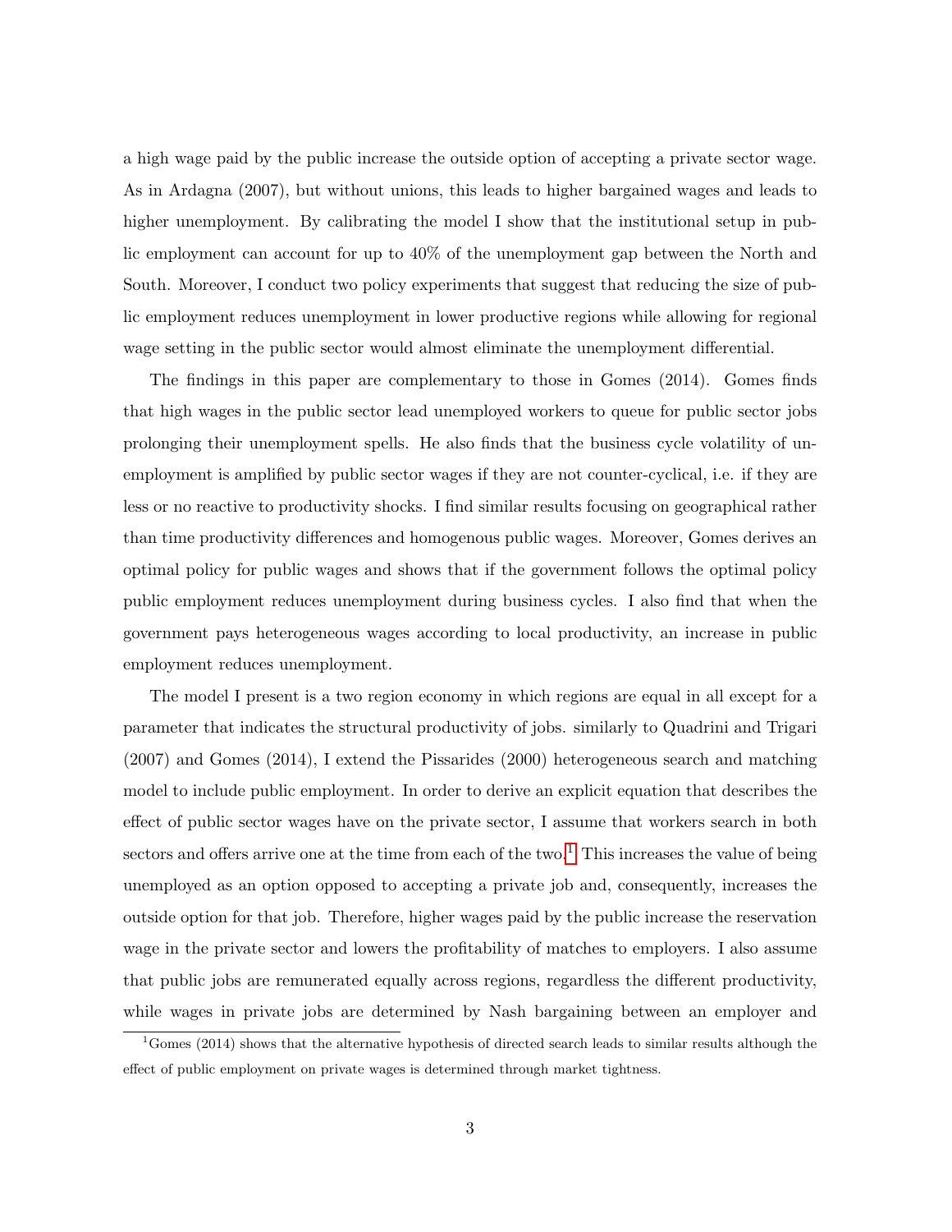a high wage paid by the public increase the outside option of accepting a private sector wage. As in Ardagna (2007), but without unions, this leads to higher bargained wages and leads to higher unemployment. By calibrating the model I show that the institutional setup in public employment can account for up to 40% of the unemployment gap between the North and South. Moreover, I conduct two policy experiments that suggest that reducing the size of public employment reduces unemployment in lower productive regions while allowing for regional wage setting in the public sector would almost eliminate the unemployment differential.

The findings in this paper are complementary to those in Gomes (2014). Gomes finds that high wages in the public sector lead unemployed workers to queue for public sector jobs prolonging their unemployment spells. He also finds that the business cycle volatility of unemployment is amplified by public sector wages if they are not counter-cyclical, i.e. if they are less or no reactive to productivity shocks. I find similar results focusing on geographical rather than time productivity differences and homogenous public wages. Moreover, Gomes derives an optimal policy for public wages and shows that if the government follows the optimal policy public employment reduces unemployment during business cycles. I also find that when the government pays heterogeneous wages according to local productivity, an increase in public employment reduces unemployment.

The model I present is a two region economy in which regions are equal in all except for a parameter that indicates the structural productivity of jobs. similarly to Quadrini and Trigari (2007) and Gomes (2014), I extend the Pissarides (2000) heterogeneous search and matching model to include public employment. In order to derive an explicit equation that describes the effect of public sector wages have on the private sector, I assume that workers search in both sectors and offers arrive one at the time from each of the two.[1] This increases the value of being unemployed as an option opposed to accepting a private job and, consequently, increases the outside option for that job. Therefore, higher wages paid by the public increase the reservation wage in the private sector and lowers the profitability of matches to employers. I also assume that public jobs are remunerated equally across regions, regardless the different productivity, while wages in private jobs are determined by Nash bargaining between an employer and

[1] Gomes (2014) shows that the alternative hypothesis of directed search leads to similar results although the effect of public employment on private wages is determined through market tightness.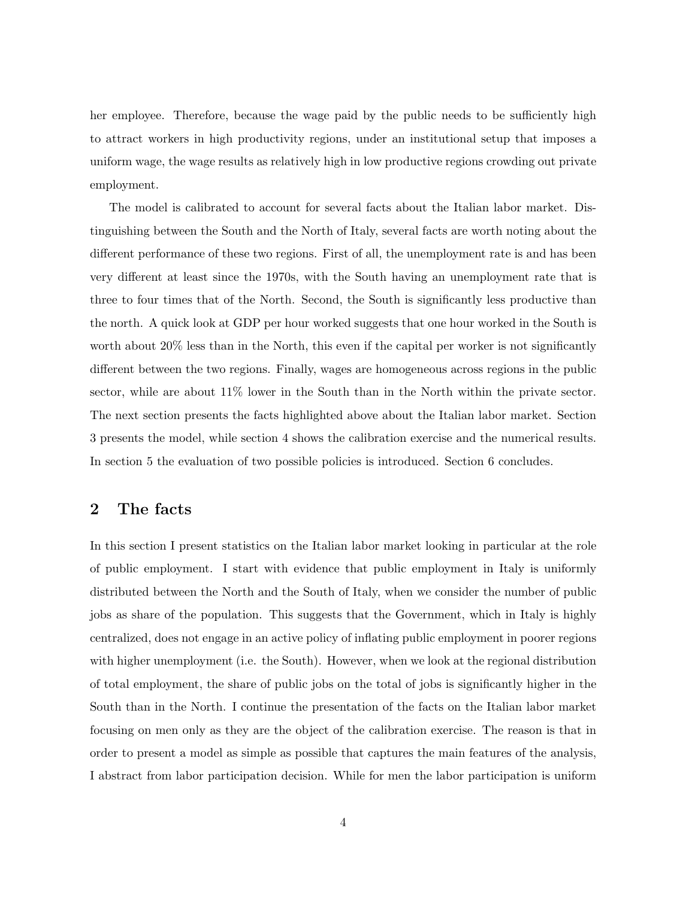her employee. Therefore, because the wage paid by the public needs to be sufficiently high to attract workers in high productivity regions, under an institutional setup that imposes a uniform wage, the wage results as relatively high in low productive regions crowding out private employment.

The model is calibrated to account for several facts about the Italian labor market. Distinguishing between the South and the North of Italy, several facts are worth noting about the different performance of these two regions. First of all, the unemployment rate is and has been very different at least since the 1970s, with the South having an unemployment rate that is three to four times that of the North. Second, the South is significantly less productive than the north. A quick look at GDP per hour worked suggests that one hour worked in the South is worth about 20% less than in the North, this even if the capital per worker is not significantly different between the two regions. Finally, wages are homogeneous across regions in the public sector, while are about 11% lower in the South than in the North within the private sector. The next section presents the facts highlighted above about the Italian labor market. Section 3 presents the model, while section 4 shows the calibration exercise and the numerical results. In section 5 the evaluation of two possible policies is introduced. Section 6 concludes.

## 2 The facts

In this section I present statistics on the Italian labor market looking in particular at the role of public employment. I start with evidence that public employment in Italy is uniformly distributed between the North and the South of Italy, when we consider the number of public jobs as share of the population. This suggests that the Government, which in Italy is highly centralized, does not engage in an active policy of inflating public employment in poorer regions with higher unemployment (i.e. the South). However, when we look at the regional distribution of total employment, the share of public jobs on the total of jobs is significantly higher in the South than in the North. I continue the presentation of the facts on the Italian labor market focusing on men only as they are the object of the calibration exercise. The reason is that in order to present a model as simple as possible that captures the main features of the analysis, I abstract from labor participation decision. While for men the labor participation is uniform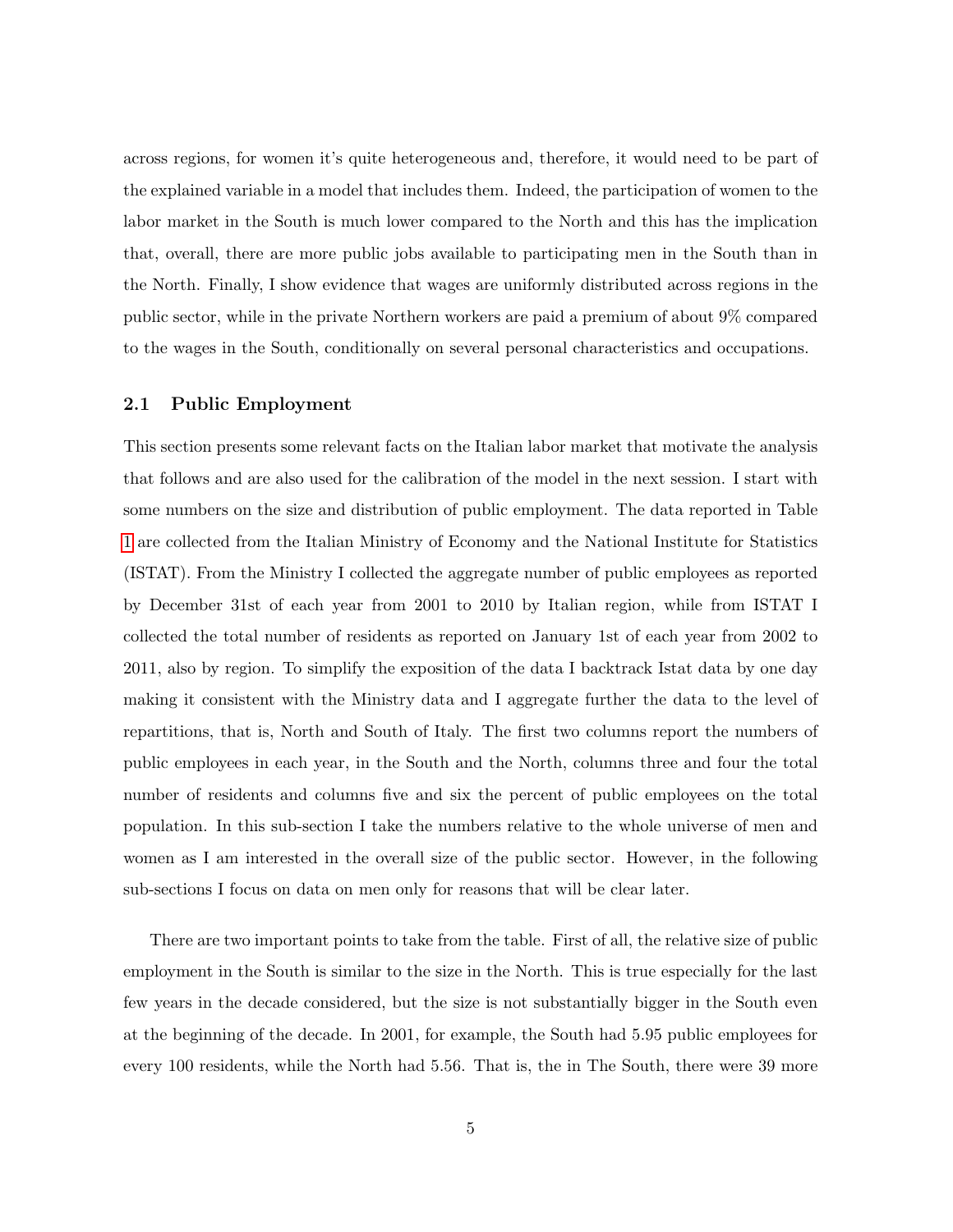across regions, for women it's quite heterogeneous and, therefore, it would need to be part of the explained variable in a model that includes them. Indeed, the participation of women to the labor market in the South is much lower compared to the North and this has the implication that, overall, there are more public jobs available to participating men in the South than in the North. Finally, I show evidence that wages are uniformly distributed across regions in the public sector, while in the private Northern workers are paid a premium of about 9% compared to the wages in the South, conditionally on several personal characteristics and occupations.

### 2.1 Public Employment

This section presents some relevant facts on the Italian labor market that motivate the analysis that follows and are also used for the calibration of the model in the next session. I start with some numbers on the size and distribution of public employment. The data reported in Table 1 are collected from the Italian Ministry of Economy and the National Institute for Statistics (ISTAT). From the Ministry I collected the aggregate number of public employees as reported by December 31st of each year from 2001 to 2010 by Italian region, while from ISTAT I collected the total number of residents as reported on January 1st of each year from 2002 to 2011, also by region. To simplify the exposition of the data I backtrack Istat data by one day making it consistent with the Ministry data and I aggregate further the data to the level of repartitions, that is, North and South of Italy. The first two columns report the numbers of public employees in each year, in the South and the North, columns three and four the total number of residents and columns five and six the percent of public employees on the total population. In this sub-section I take the numbers relative to the whole universe of men and women as I am interested in the overall size of the public sector. However, in the following sub-sections I focus on data on men only for reasons that will be clear later.

There are two important points to take from the table. First of all, the relative size of public employment in the South is similar to the size in the North. This is true especially for the last few years in the decade considered, but the size is not substantially bigger in the South even at the beginning of the decade. In 2001, for example, the South had 5.95 public employees for every 100 residents, while the North had 5.56. That is, the in The South, there were 39 more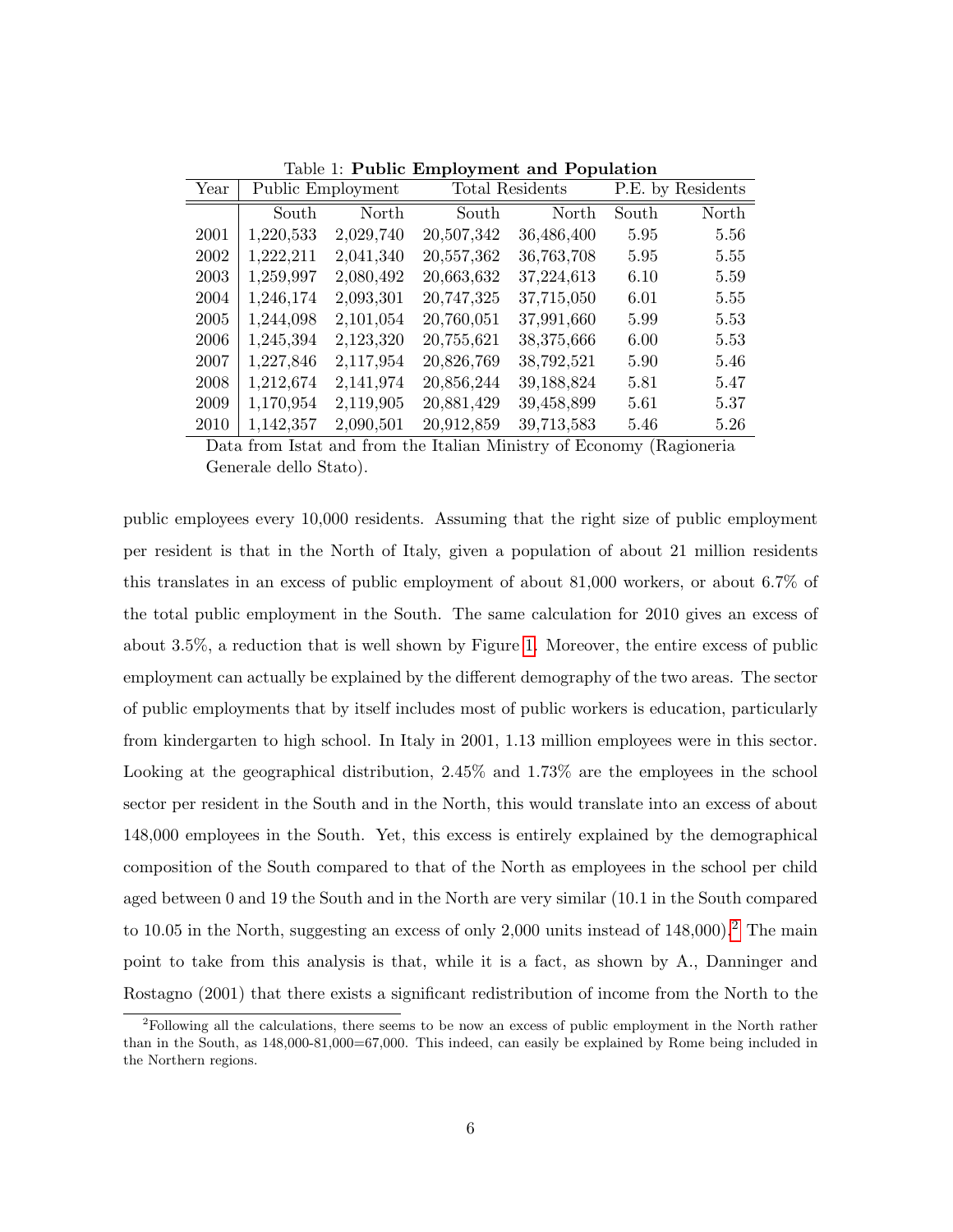Table 1: **Public Employment and Population**

| Year | Public Employment | | Total Residents | | P.E. by Residents | |
|---|---|---|---|---|---|---|
| | South | North | South | North | South | North |
| 2001 | 1,220,533 | 2,029,740 | 20,507,342 | 36,486,400 | 5.95 | 5.56 |
| 2002 | 1,222,211 | 2,041,340 | 20,557,362 | 36,763,708 | 5.95 | 5.55 |
| 2003 | 1,259,997 | 2,080,492 | 20,663,632 | 37,224,613 | 6.10 | 5.59 |
| 2004 | 1,246,174 | 2,093,301 | 20,747,325 | 37,715,050 | 6.01 | 5.55 |
| 2005 | 1,244,098 | 2,101,054 | 20,760,051 | 37,991,660 | 5.99 | 5.53 |
| 2006 | 1,245,394 | 2,123,320 | 20,755,621 | 38,375,666 | 6.00 | 5.53 |
| 2007 | 1,227,846 | 2,117,954 | 20,826,769 | 38,792,521 | 5.90 | 5.46 |
| 2008 | 1,212,674 | 2,141,974 | 20,856,244 | 39,188,824 | 5.81 | 5.47 |
| 2009 | 1,170,954 | 2,119,905 | 20,881,429 | 39,458,899 | 5.61 | 5.37 |
| 2010 | 1,142,357 | 2,090,501 | 20,912,859 | 39,713,583 | 5.46 | 5.26 |

Data from Istat and from the Italian Ministry of Economy (Ragioneria Generale dello Stato).

public employees every 10,000 residents. Assuming that the right size of public employment per resident is that in the North of Italy, given a population of about 21 million residents this translates in an excess of public employment of about 81,000 workers, or about 6.7% of the total public employment in the South. The same calculation for 2010 gives an excess of about 3.5%, a reduction that is well shown by Figure 1. Moreover, the entire excess of public employment can actually be explained by the different demography of the two areas. The sector of public employments that by itself includes most of public workers is education, particularly from kindergarten to high school. In Italy in 2001, 1.13 million employees were in this sector. Looking at the geographical distribution, 2.45% and 1.73% are the employees in the school sector per resident in the South and in the North, this would translate into an excess of about 148,000 employees in the South. Yet, this excess is entirely explained by the demographical composition of the South compared to that of the North as employees in the school per child aged between 0 and 19 the South and in the North are very similar (10.1 in the South compared to 10.05 in the North, suggesting an excess of only 2,000 units instead of 148,000).[2] The main point to take from this analysis is that, while it is a fact, as shown by A., Danninger and Rostagno (2001) that there exists a significant redistribution of income from the North to the

[2]Following all the calculations, there seems to be now an excess of public employment in the North rather than in the South, as 148,000-81,000=67,000. This indeed, can easily be explained by Rome being included in the Northern regions.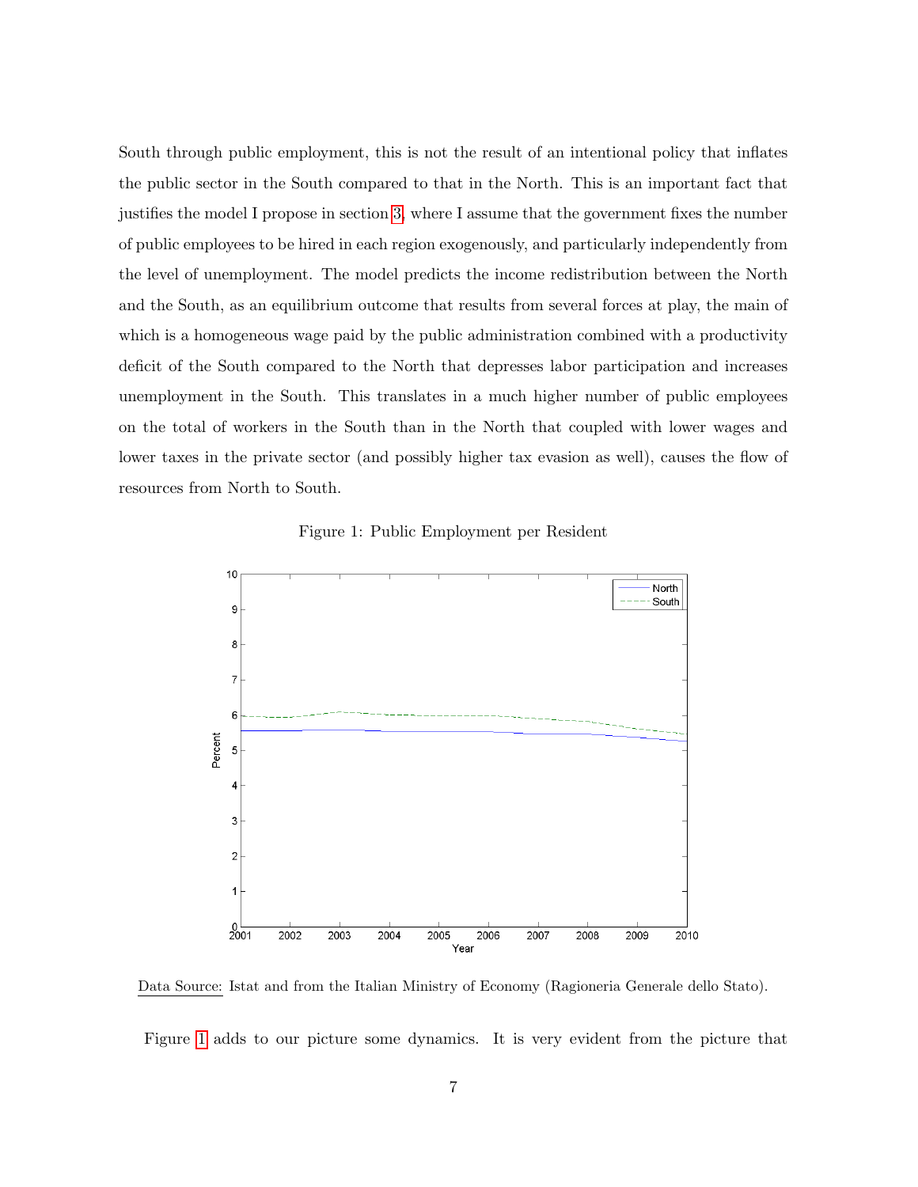South through public employment, this is not the result of an intentional policy that inflates the public sector in the South compared to that in the North. This is an important fact that justifies the model I propose in section 3, where I assume that the government fixes the number of public employees to be hired in each region exogenously, and particularly independently from the level of unemployment. The model predicts the income redistribution between the North and the South, as an equilibrium outcome that results from several forces at play, the main of which is a homogeneous wage paid by the public administration combined with a productivity deficit of the South compared to the North that depresses labor participation and increases unemployment in the South. This translates in a much higher number of public employees on the total of workers in the South than in the North that coupled with lower wages and lower taxes in the private sector (and possibly higher tax evasion as well), causes the flow of resources from North to South.

Figure 1: Public Employment per Resident

Data Source: Istat and from the Italian Ministry of Economy (Ragioneria Generale dello Stato).

Figure 1 adds to our picture some dynamics. It is very evident from the picture that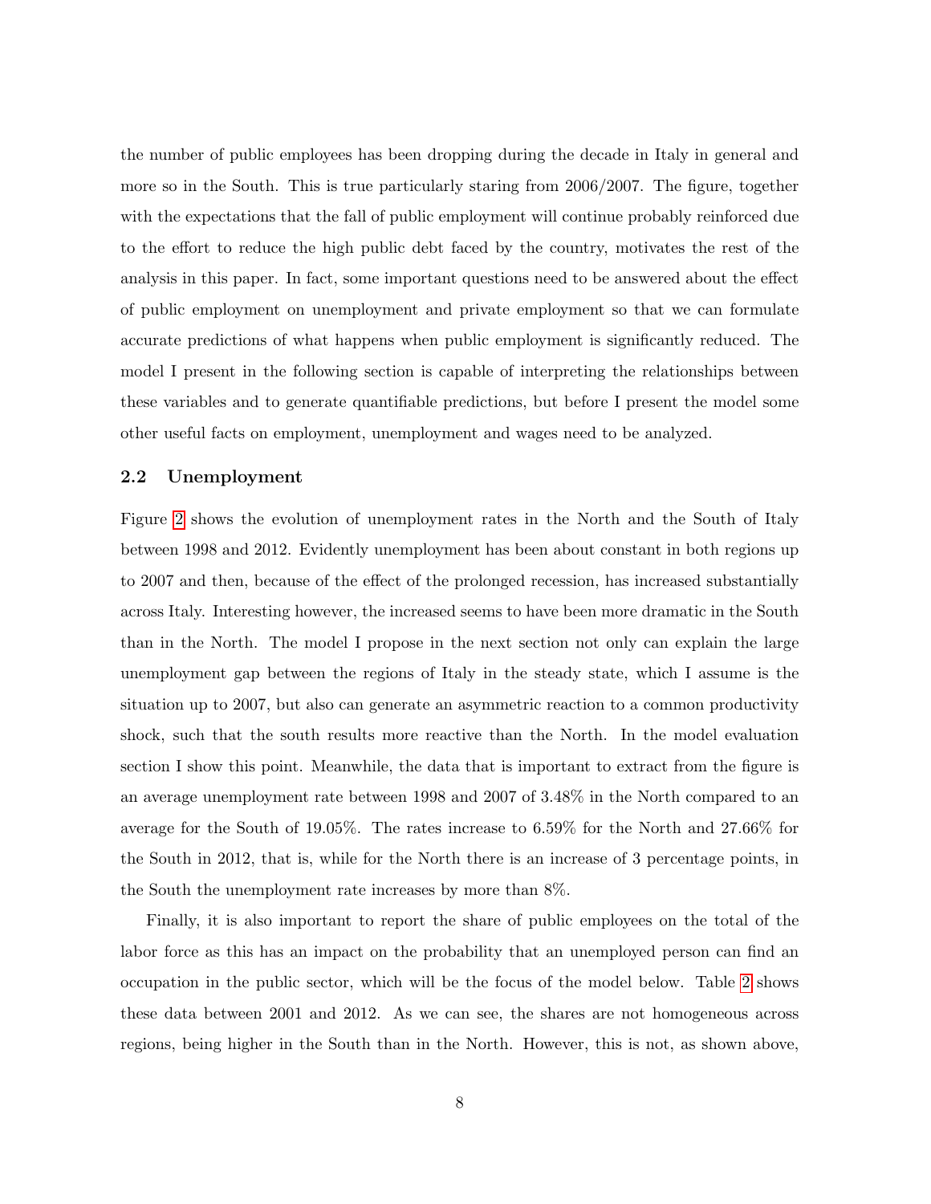the number of public employees has been dropping during the decade in Italy in general and more so in the South. This is true particularly staring from 2006/2007. The figure, together with the expectations that the fall of public employment will continue probably reinforced due to the effort to reduce the high public debt faced by the country, motivates the rest of the analysis in this paper. In fact, some important questions need to be answered about the effect of public employment on unemployment and private employment so that we can formulate accurate predictions of what happens when public employment is significantly reduced. The model I present in the following section is capable of interpreting the relationships between these variables and to generate quantifiable predictions, but before I present the model some other useful facts on employment, unemployment and wages need to be analyzed.

### 2.2 Unemployment

Figure 2 shows the evolution of unemployment rates in the North and the South of Italy between 1998 and 2012. Evidently unemployment has been about constant in both regions up to 2007 and then, because of the effect of the prolonged recession, has increased substantially across Italy. Interesting however, the increased seems to have been more dramatic in the South than in the North. The model I propose in the next section not only can explain the large unemployment gap between the regions of Italy in the steady state, which I assume is the situation up to 2007, but also can generate an asymmetric reaction to a common productivity shock, such that the south results more reactive than the North. In the model evaluation section I show this point. Meanwhile, the data that is important to extract from the figure is an average unemployment rate between 1998 and 2007 of 3.48% in the North compared to an average for the South of 19.05%. The rates increase to 6.59% for the North and 27.66% for the South in 2012, that is, while for the North there is an increase of 3 percentage points, in the South the unemployment rate increases by more than 8%.

Finally, it is also important to report the share of public employees on the total of the labor force as this has an impact on the probability that an unemployed person can find an occupation in the public sector, which will be the focus of the model below. Table 2 shows these data between 2001 and 2012. As we can see, the shares are not homogeneous across regions, being higher in the South than in the North. However, this is not, as shown above,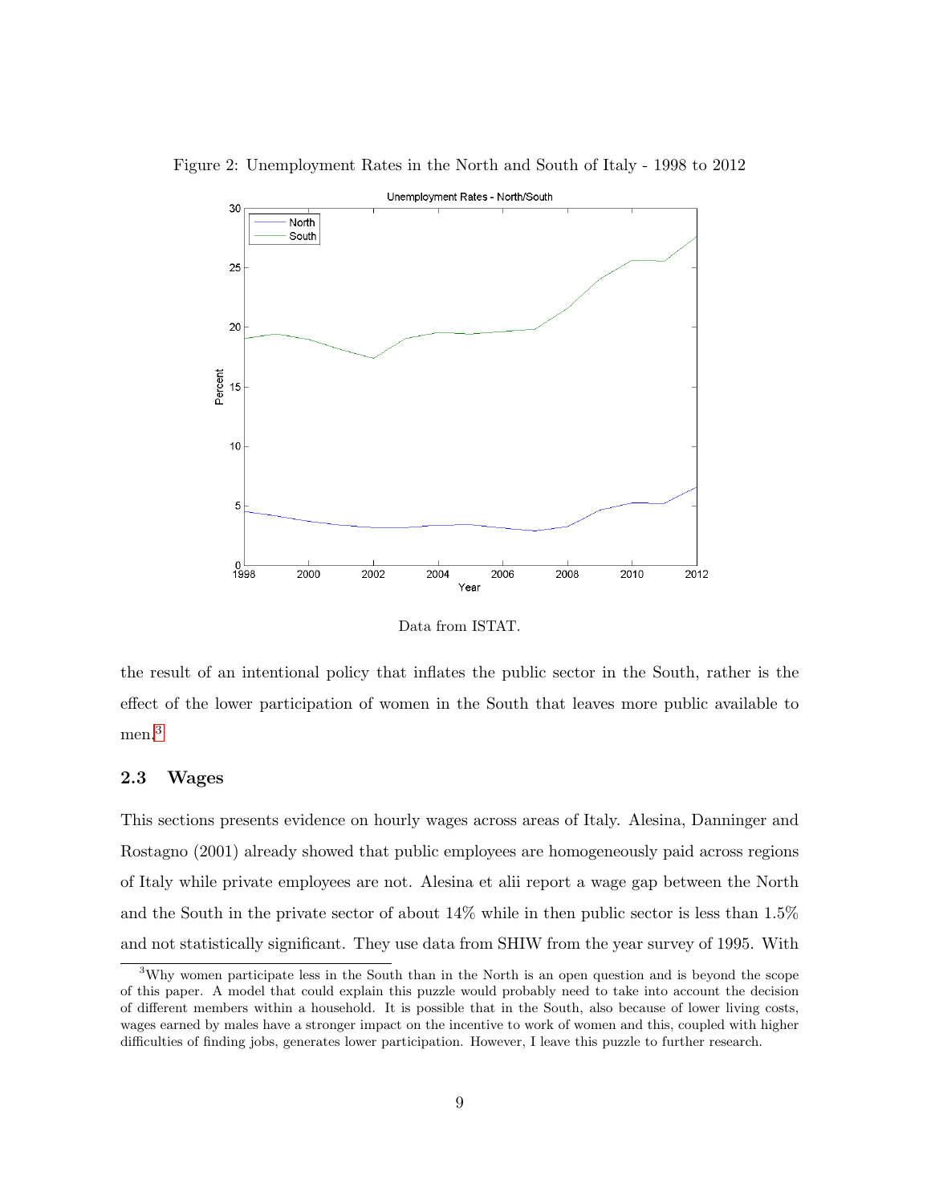Figure 2: Unemployment Rates in the North and South of Italy - 1998 to 2012

Data from ISTAT.

the result of an intentional policy that inflates the public sector in the South, rather is the effect of the lower participation of women in the South that leaves more public available to men.[3]

### 2.3 Wages

This sections presents evidence on hourly wages across areas of Italy. Alesina, Danninger and Rostagno (2001) already showed that public employees are homogeneously paid across regions of Italy while private employees are not. Alesina et alii report a wage gap between the North and the South in the private sector of about 14% while in then public sector is less than 1.5% and not statistically significant. They use data from SHIW from the year survey of 1995. With

[3] Why women participate less in the South than in the North is an open question and is beyond the scope of this paper. A model that could explain this puzzle would probably need to take into account the decision of different members within a household. It is possible that in the South, also because of lower living costs, wages earned by males have a stronger impact on the incentive to work of women and this, coupled with higher difficulties of finding jobs, generates lower participation. However, I leave this puzzle to further research.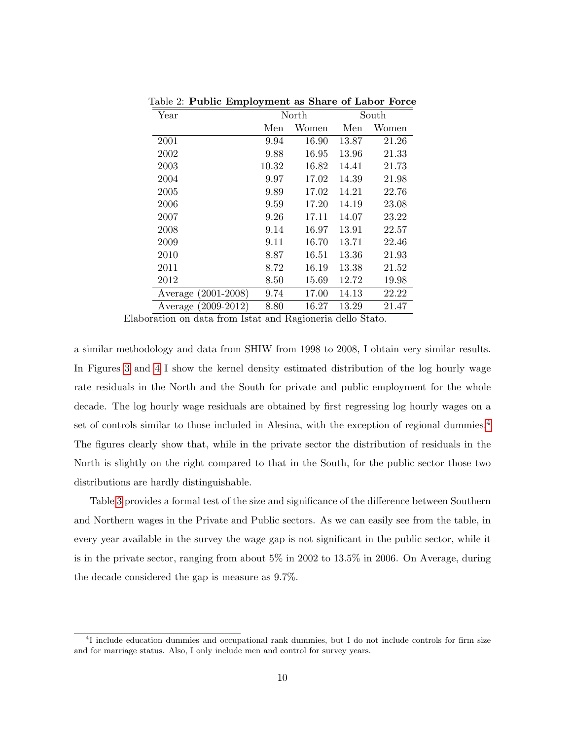Table 2: **Public Employment as Share of Labor Force**

| Year | North | | South | |
|---|---|---|---|---|
| | Men | Women | Men | Women |
| 2001 | 9.94 | 16.90 | 13.87 | 21.26 |
| 2002 | 9.88 | 16.95 | 13.96 | 21.33 |
| 2003 | 10.32 | 16.82 | 14.41 | 21.73 |
| 2004 | 9.97 | 17.02 | 14.39 | 21.98 |
| 2005 | 9.89 | 17.02 | 14.21 | 22.76 |
| 2006 | 9.59 | 17.20 | 14.19 | 23.08 |
| 2007 | 9.26 | 17.11 | 14.07 | 23.22 |
| 2008 | 9.14 | 16.97 | 13.91 | 22.57 |
| 2009 | 9.11 | 16.70 | 13.71 | 22.46 |
| 2010 | 8.87 | 16.51 | 13.36 | 21.93 |
| 2011 | 8.72 | 16.19 | 13.38 | 21.52 |
| 2012 | 8.50 | 15.69 | 12.72 | 19.98 |
| Average (2001-2008) | 9.74 | 17.00 | 14.13 | 22.22 |
| Average (2009-2012) | 8.80 | 16.27 | 13.29 | 21.47 |

Elaboration on data from Istat and Ragioneria dello Stato.

a similar methodology and data from SHIW from 1998 to 2008, I obtain very similar results. In Figures 3 and 4 I show the kernel density estimated distribution of the log hourly wage rate residuals in the North and the South for private and public employment for the whole decade. The log hourly wage residuals are obtained by first regressing log hourly wages on a set of controls similar to those included in Alesina, with the exception of regional dummies.[4] The figures clearly show that, while in the private sector the distribution of residuals in the North is slightly on the right compared to that in the South, for the public sector those two distributions are hardly distinguishable.

Table 3 provides a formal test of the size and significance of the difference between Southern and Northern wages in the Private and Public sectors. As we can easily see from the table, in every year available in the survey the wage gap is not significant in the public sector, while it is in the private sector, ranging from about 5% in 2002 to 13.5% in 2006. On Average, during the decade considered the gap is measure as 9.7%.

[4] I include education dummies and occupational rank dummies, but I do not include controls for firm size and for marriage status. Also, I only include men and control for survey years.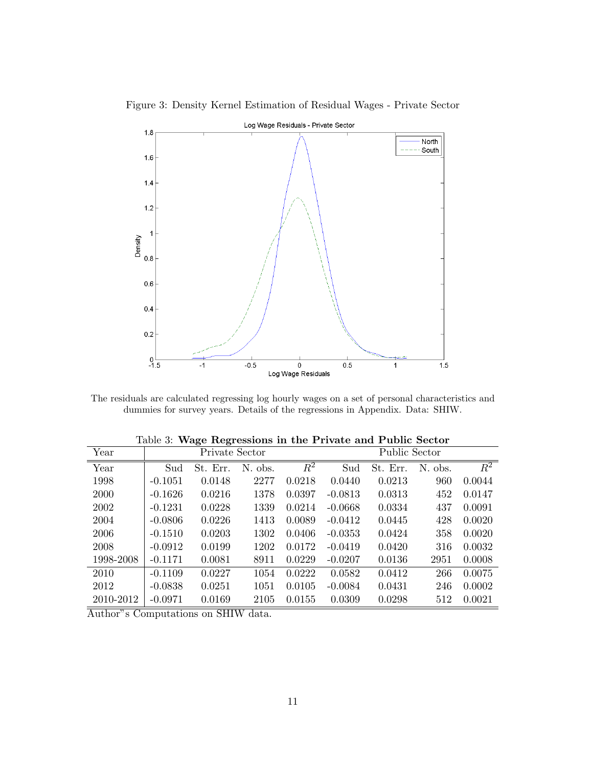Figure 3: Density Kernel Estimation of Residual Wages - Private Sector

The residuals are calculated regressing log hourly wages on a set of personal characteristics and dummies for survey years. Details of the regressions in Appendix. Data: SHIW.

Table 3: **Wage Regressions in the Private and Public Sector**

| Year | Private Sector | | | | Public Sector | | | |
|---|---|---|---|---|---|---|---|---|
| Year | Sud | St. Err. | N. obs. | $R^2$ | Sud | St. Err. | N. obs. | $R^2$ |
| 1998 | -0.1051 | 0.0148 | 2277 | 0.0218 | 0.0440 | 0.0213 | 960 | 0.0044 |
| 2000 | -0.1626 | 0.0216 | 1378 | 0.0397 | -0.0813 | 0.0313 | 452 | 0.0147 |
| 2002 | -0.1231 | 0.0228 | 1339 | 0.0214 | -0.0668 | 0.0334 | 437 | 0.0091 |
| 2004 | -0.0806 | 0.0226 | 1413 | 0.0089 | -0.0412 | 0.0445 | 428 | 0.0020 |
| 2006 | -0.1510 | 0.0203 | 1302 | 0.0406 | -0.0353 | 0.0424 | 358 | 0.0020 |
| 2008 | -0.0912 | 0.0199 | 1202 | 0.0172 | -0.0419 | 0.0420 | 316 | 0.0032 |
| 1998-2008 | -0.1171 | 0.0081 | 8911 | 0.0229 | -0.0207 | 0.0136 | 2951 | 0.0008 |
| 2010 | -0.1109 | 0.0227 | 1054 | 0.0222 | 0.0582 | 0.0412 | 266 | 0.0075 |
| 2012 | -0.0838 | 0.0251 | 1051 | 0.0105 | -0.0084 | 0.0431 | 246 | 0.0002 |
| 2010-2012 | -0.0971 | 0.0169 | 2105 | 0.0155 | 0.0309 | 0.0298 | 512 | 0.0021 |

Author"s Computations on SHIW data.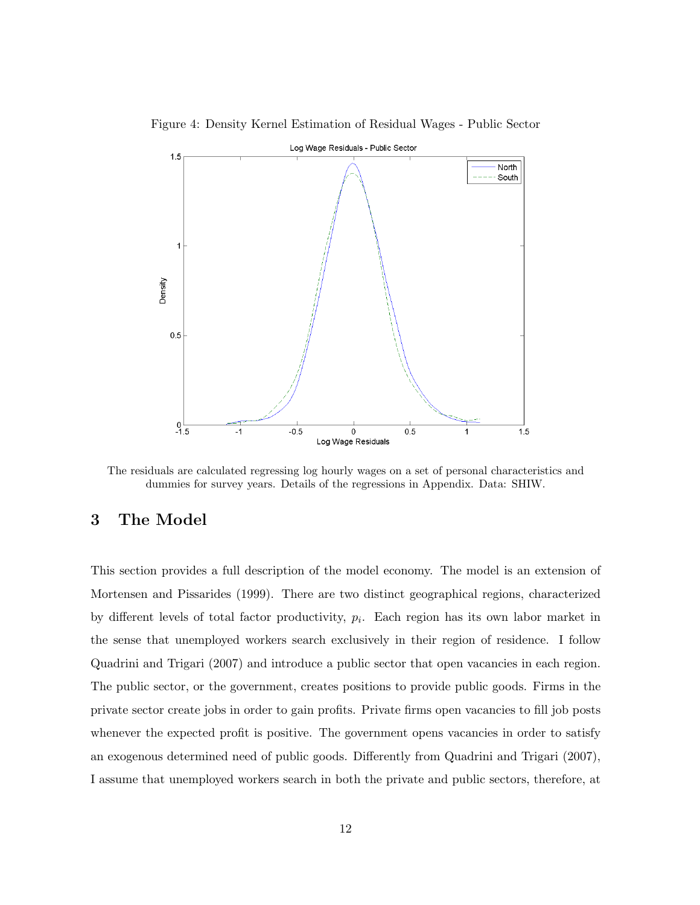Figure 4: Density Kernel Estimation of Residual Wages - Public Sector

The residuals are calculated regressing log hourly wages on a set of personal characteristics and dummies for survey years. Details of the regressions in Appendix. Data: SHIW.

# 3 The Model

This section provides a full description of the model economy. The model is an extension of Mortensen and Pissarides (1999). There are two distinct geographical regions, characterized by different levels of total factor productivity, $p_i$. Each region has its own labor market in the sense that unemployed workers search exclusively in their region of residence. I follow Quadrini and Trigari (2007) and introduce a public sector that open vacancies in each region. The public sector, or the government, creates positions to provide public goods. Firms in the private sector create jobs in order to gain profits. Private firms open vacancies to fill job posts whenever the expected profit is positive. The government opens vacancies in order to satisfy an exogenous determined need of public goods. Differently from Quadrini and Trigari (2007), I assume that unemployed workers search in both the private and public sectors, therefore, at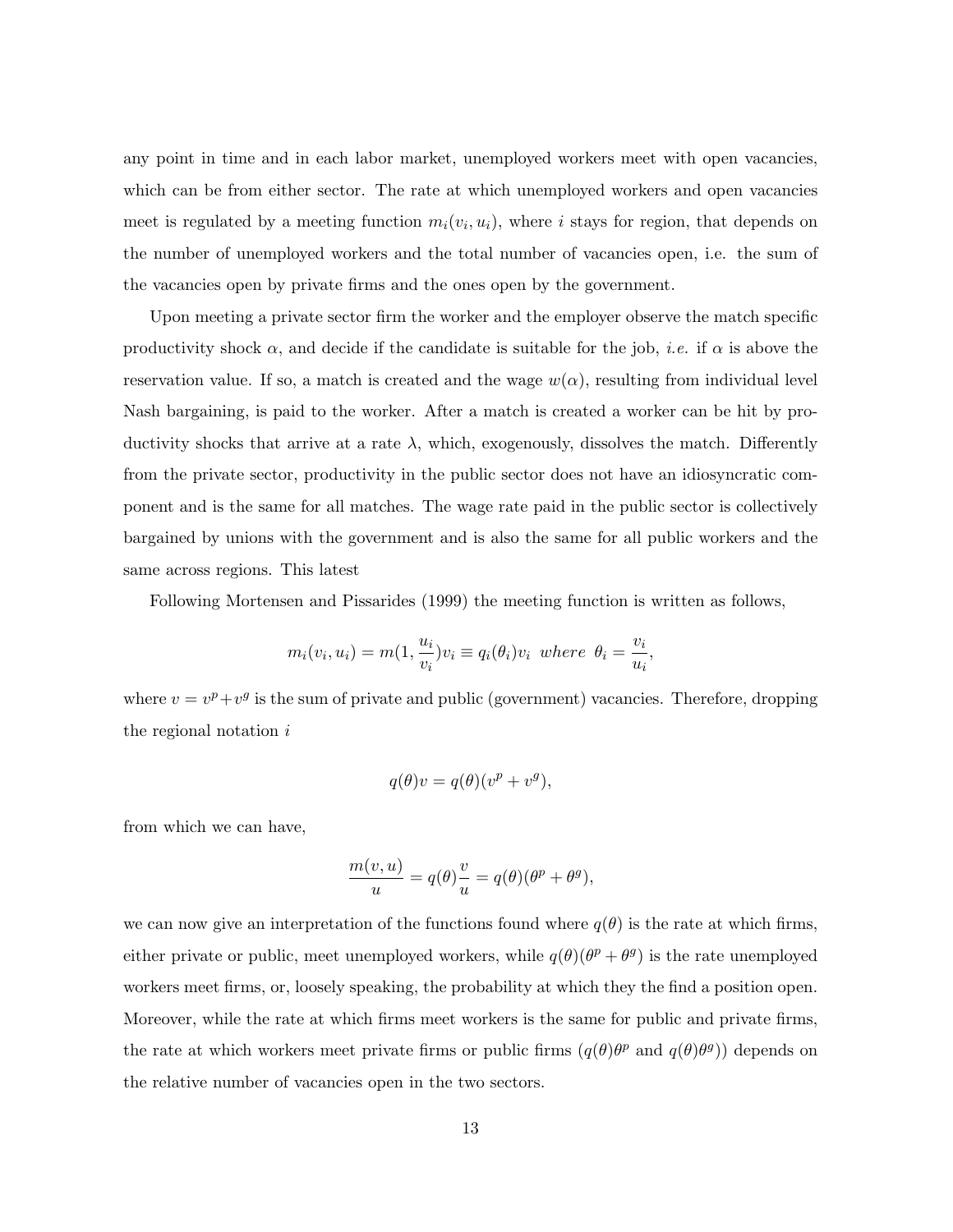any point in time and in each labor market, unemployed workers meet with open vacancies, which can be from either sector. The rate at which unemployed workers and open vacancies meet is regulated by a meeting function $m_i(v_i, u_i)$, where $i$ stays for region, that depends on the number of unemployed workers and the total number of vacancies open, i.e. the sum of the vacancies open by private firms and the ones open by the government.

Upon meeting a private sector firm the worker and the employer observe the match specific productivity shock $\alpha$, and decide if the candidate is suitable for the job, *i.e.* if $\alpha$ is above the reservation value. If so, a match is created and the wage $w(\alpha)$, resulting from individual level Nash bargaining, is paid to the worker. After a match is created a worker can be hit by productivity shocks that arrive at a rate $\lambda$, which, exogenously, dissolves the match. Differently from the private sector, productivity in the public sector does not have an idiosyncratic component and is the same for all matches. The wage rate paid in the public sector is collectively bargained by unions with the government and is also the same for all public workers and the same across regions. This latest

Following Mortensen and Pissarides (1999) the meeting function is written as follows,

$$m_i(v_i, u_i) = m(1, \frac{u_i}{v_i})v_i \equiv q_i(\theta_i)v_i \ \ where \ \ \theta_i = \frac{v_i}{u_i},$$

where $v = v^p + v^g$ is the sum of private and public (government) vacancies. Therefore, dropping the regional notation $i$

$$q(\theta)v = q(\theta)(v^p + v^g),$$

from which we can have,

$$\frac{m(v,u)}{u} = q(\theta)\frac{v}{u} = q(\theta)(\theta^p + \theta^g),$$

we can now give an interpretation of the functions found where $q(\theta)$ is the rate at which firms, either private or public, meet unemployed workers, while $q(\theta)(\theta^p + \theta^g)$ is the rate unemployed workers meet firms, or, loosely speaking, the probability at which they the find a position open. Moreover, while the rate at which firms meet workers is the same for public and private firms, the rate at which workers meet private firms or public firms ($q(\theta)\theta^p$ and $q(\theta)\theta^g$)) depends on the relative number of vacancies open in the two sectors.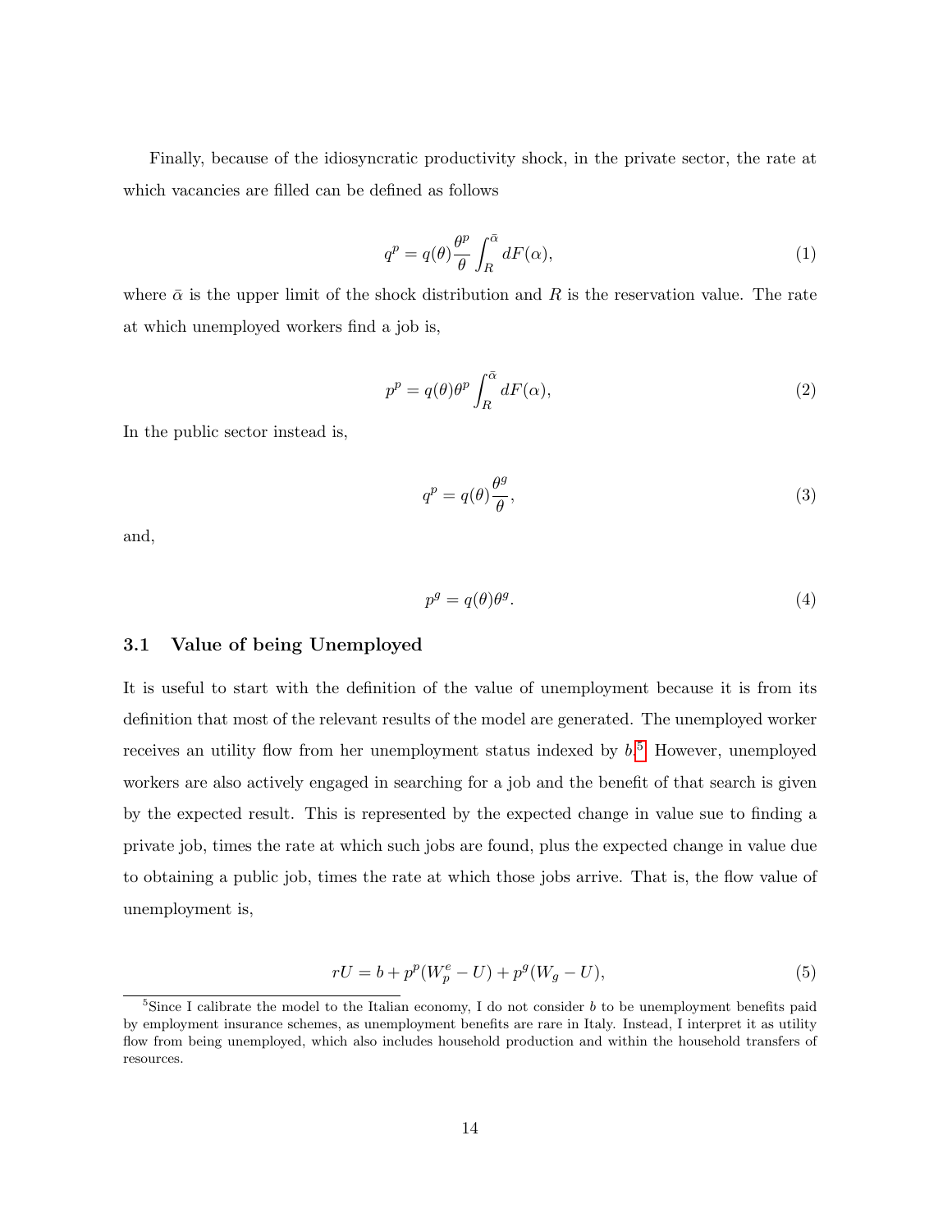Finally, because of the idiosyncratic productivity shock, in the private sector, the rate at which vacancies are filled can be defined as follows

$$q^p = q(\theta)\frac{\theta^p}{\theta}\int_R^{\bar{\alpha}} dF(\alpha), \tag{1}$$

where $\bar{\alpha}$ is the upper limit of the shock distribution and $R$ is the reservation value. The rate at which unemployed workers find a job is,

$$p^p = q(\theta)\theta^p \int_R^{\bar{\alpha}} dF(\alpha), \tag{2}$$

In the public sector instead is,

$$q^p = q(\theta)\frac{\theta^g}{\theta}, \tag{3}$$

and,

$$p^g = q(\theta)\theta^g. \tag{4}$$

### 3.1 Value of being Unemployed

It is useful to start with the definition of the value of unemployment because it is from its definition that most of the relevant results of the model are generated. The unemployed worker receives an utility flow from her unemployment status indexed by $b$.[5] However, unemployed workers are also actively engaged in searching for a job and the benefit of that search is given by the expected result. This is represented by the expected change in value sue to finding a private job, times the rate at which such jobs are found, plus the expected change in value due to obtaining a public job, times the rate at which those jobs arrive. That is, the flow value of unemployment is,

$$rU = b + p^p(W_p^e - U) + p^g(W_g - U), \tag{5}$$

[5] Since I calibrate the model to the Italian economy, I do not consider $b$ to be unemployment benefits paid by employment insurance schemes, as unemployment benefits are rare in Italy. Instead, I interpret it as utility flow from being unemployed, which also includes household production and within the household transfers of resources.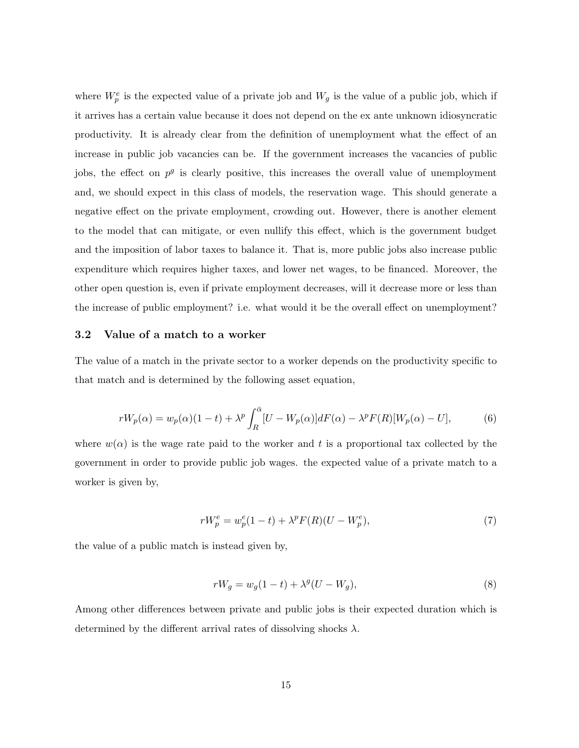where $W_p^e$ is the expected value of a private job and $W_g$ is the value of a public job, which if it arrives has a certain value because it does not depend on the ex ante unknown idiosyncratic productivity. It is already clear from the definition of unemployment what the effect of an increase in public job vacancies can be. If the government increases the vacancies of public jobs, the effect on $p^g$ is clearly positive, this increases the overall value of unemployment and, we should expect in this class of models, the reservation wage. This should generate a negative effect on the private employment, crowding out. However, there is another element to the model that can mitigate, or even nullify this effect, which is the government budget and the imposition of labor taxes to balance it. That is, more public jobs also increase public expenditure which requires higher taxes, and lower net wages, to be financed. Moreover, the other open question is, even if private employment decreases, will it decrease more or less than the increase of public employment? i.e. what would it be the overall effect on unemployment?

### 3.2 Value of a match to a worker

The value of a match in the private sector to a worker depends on the productivity specific to that match and is determined by the following asset equation,

$$rW_p(\alpha) = w_p(\alpha)(1-t) + \lambda^p \int_R^{\bar{\alpha}} [U - W_p(\alpha)]dF(\alpha) - \lambda^p F(R)[W_p(\alpha) - U], \tag{6}$$

where $w(\alpha)$ is the wage rate paid to the worker and $t$ is a proportional tax collected by the government in order to provide public job wages. the expected value of a private match to a worker is given by,

$$rW_p^e = w_p^e(1-t) + \lambda^p F(R)(U - W_p^e), \tag{7}$$

the value of a public match is instead given by,

$$rW_g = w_g(1-t) + \lambda^g(U - W_g), \tag{8}$$

Among other differences between private and public jobs is their expected duration which is determined by the different arrival rates of dissolving shocks $\lambda$.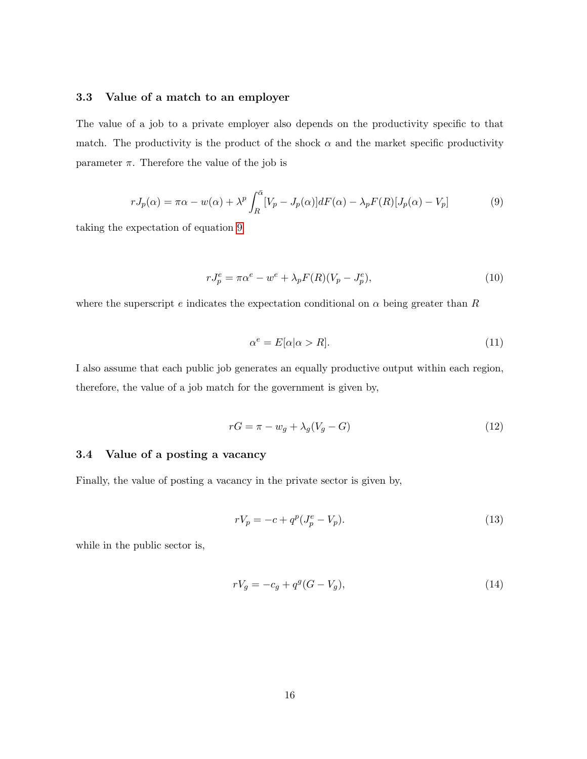### 3.3 Value of a match to an employer

The value of a job to a private employer also depends on the productivity specific to that match. The productivity is the product of the shock $\alpha$ and the market specific productivity parameter $\pi$. Therefore the value of the job is

$$rJ_p(\alpha) = \pi\alpha - w(\alpha) + \lambda^p \int_R^{\bar{\alpha}} [V_p - J_p(\alpha)] dF(\alpha) - \lambda_p F(R)[J_p(\alpha) - V_p] \tag{9}$$

taking the expectation of equation 9

$$rJ_p^e = \pi\alpha^e - w^e + \lambda_p F(R)(V_p - J_p^e), \tag{10}$$

where the superscript $e$ indicates the expectation conditional on $\alpha$ being greater than $R$

$$\alpha^e = E[\alpha|\alpha > R]. \tag{11}$$

I also assume that each public job generates an equally productive output within each region, therefore, the value of a job match for the government is given by,

$$rG = \pi - w_g + \lambda_g(V_g - G) \tag{12}$$

### 3.4 Value of a posting a vacancy

Finally, the value of posting a vacancy in the private sector is given by,

$$rV_p = -c + q^p(J_p^e - V_p). \tag{13}$$

while in the public sector is,

$$rV_g = -c_g + q^g(G - V_g), \tag{14}$$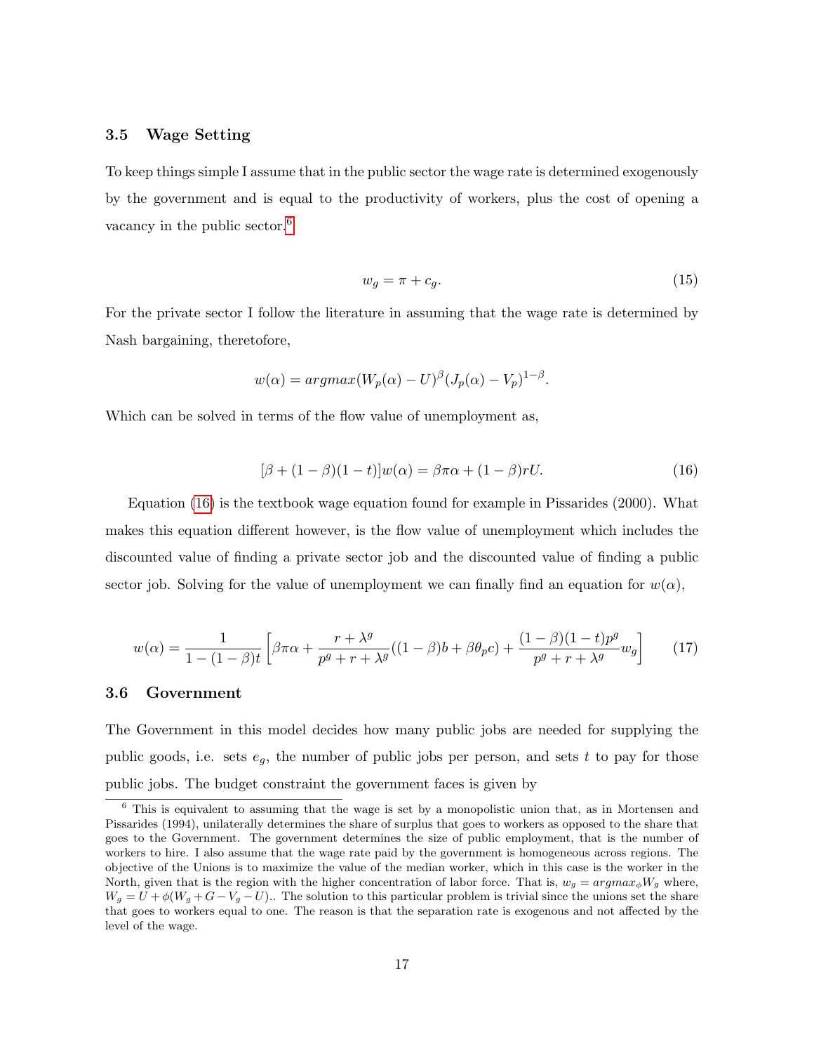### 3.5 Wage Setting

To keep things simple I assume that in the public sector the wage rate is determined exogenously by the government and is equal to the productivity of workers, plus the cost of opening a vacancy in the public sector.[6]

$$w_g = \pi + c_g. \tag{15}$$

For the private sector I follow the literature in assuming that the wage rate is determined by Nash bargaining, theretofore,

$$w(\alpha) = argmax(W_p(\alpha) - U)^{\beta}(J_p(\alpha) - V_p)^{1-\beta}.$$

Which can be solved in terms of the flow value of unemployment as,

$$[\beta + (1-\beta)(1-t)]w(\alpha) = \beta\pi\alpha + (1-\beta)rU. \tag{16}$$

Equation (16) is the textbook wage equation found for example in Pissarides (2000). What makes this equation different however, is the flow value of unemployment which includes the discounted value of finding a private sector job and the discounted value of finding a public sector job. Solving for the value of unemployment we can finally find an equation for $w(\alpha)$,

$$w(\alpha) = \frac{1}{1-(1-\beta)t}\left[\beta\pi\alpha + \frac{r+\lambda^g}{p^g+r+\lambda^g}((1-\beta)b + \beta\theta_p c) + \frac{(1-\beta)(1-t)p^g}{p^g+r+\lambda^g}w_g\right] \tag{17}$$

### 3.6 Government

The Government in this model decides how many public jobs are needed for supplying the public goods, i.e. sets $e_g$, the number of public jobs per person, and sets $t$ to pay for those public jobs. The budget constraint the government faces is given by

[6] This is equivalent to assuming that the wage is set by a monopolistic union that, as in Mortensen and Pissarides (1994), unilaterally determines the share of surplus that goes to workers as opposed to the share that goes to the Government. The government determines the size of public employment, that is the number of workers to hire. I also assume that the wage rate paid by the government is homogeneous across regions. The objective of the Unions is to maximize the value of the median worker, which in this case is the worker in the North, given that is the region with the higher concentration of labor force. That is, $w_g = argmax_{\phi}W_g$ where, $W_g = U + \phi(W_g + G - V_g - U)$.. The solution to this particular problem is trivial since the unions set the share that goes to workers equal to one. The reason is that the separation rate is exogenous and not affected by the level of the wage.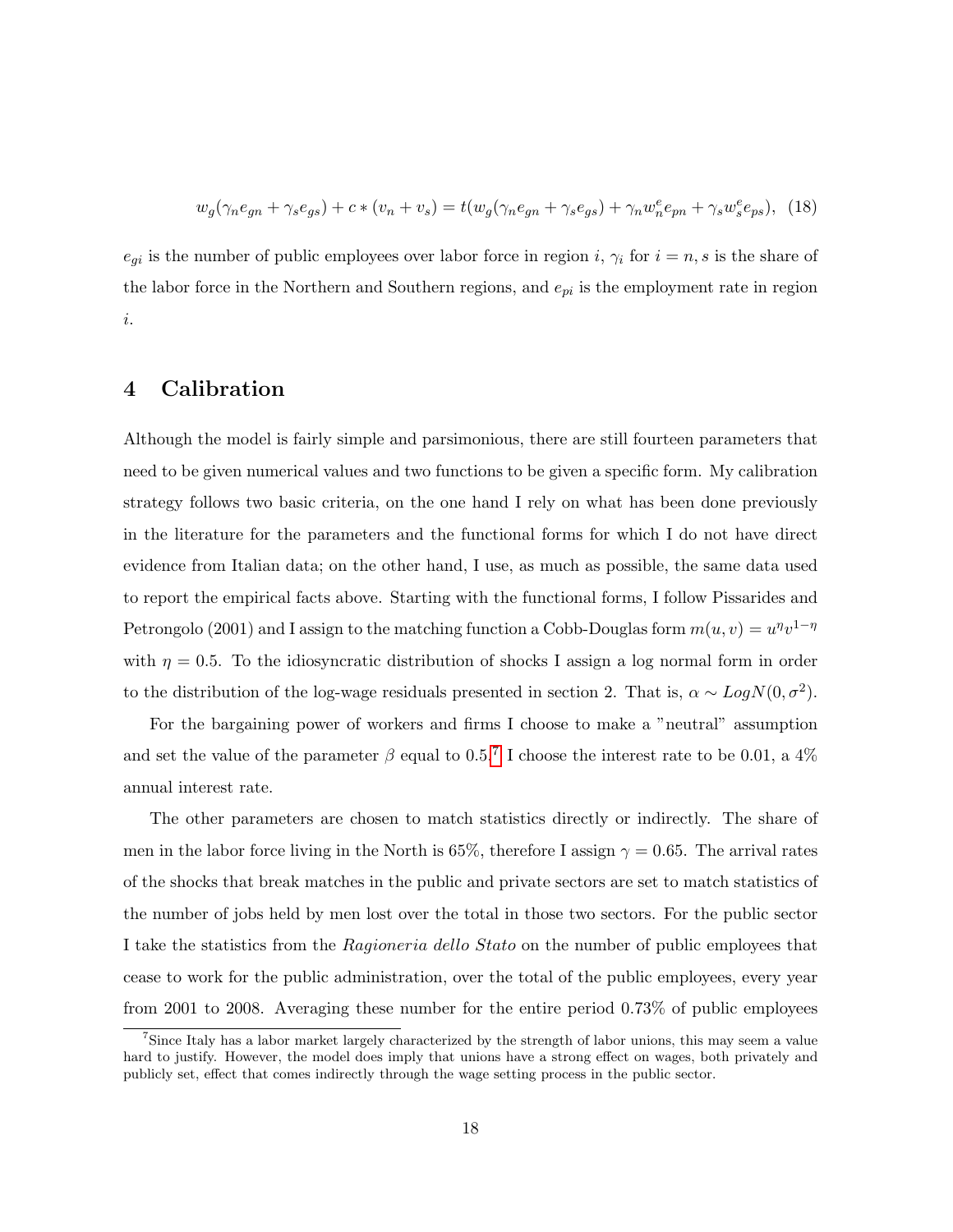$$w_g(\gamma_n e_{gn} + \gamma_s e_{gs}) + c * (v_n + v_s) = t(w_g(\gamma_n e_{gn} + \gamma_s e_{gs}) + \gamma_n w_n^e e_{pn} + \gamma_s w_s^e e_{ps}), \quad (18)$$

$e_{gi}$ is the number of public employees over labor force in region $i$, $\gamma_i$ for $i = n, s$ is the share of the labor force in the Northern and Southern regions, and $e_{pi}$ is the employment rate in region $i$.

## 4 Calibration

Although the model is fairly simple and parsimonious, there are still fourteen parameters that need to be given numerical values and two functions to be given a specific form. My calibration strategy follows two basic criteria, on the one hand I rely on what has been done previously in the literature for the parameters and the functional forms for which I do not have direct evidence from Italian data; on the other hand, I use, as much as possible, the same data used to report the empirical facts above. Starting with the functional forms, I follow Pissarides and Petrongolo (2001) and I assign to the matching function a Cobb-Douglas form $m(u, v) = u^{\eta} v^{1-\eta}$ with $\eta = 0.5$. To the idiosyncratic distribution of shocks I assign a log normal form in order to the distribution of the log-wage residuals presented in section 2. That is, $\alpha \sim LogN(0, \sigma^2)$.

For the bargaining power of workers and firms I choose to make a "neutral" assumption and set the value of the parameter $\beta$ equal to 0.5.[7] I choose the interest rate to be 0.01, a 4% annual interest rate.

The other parameters are chosen to match statistics directly or indirectly. The share of men in the labor force living in the North is 65%, therefore I assign $\gamma = 0.65$. The arrival rates of the shocks that break matches in the public and private sectors are set to match statistics of the number of jobs held by men lost over the total in those two sectors. For the public sector I take the statistics from the *Ragioneria dello Stato* on the number of public employees that cease to work for the public administration, over the total of the public employees, every year from 2001 to 2008. Averaging these number for the entire period 0.73% of public employees

[7] Since Italy has a labor market largely characterized by the strength of labor unions, this may seem a value hard to justify. However, the model does imply that unions have a strong effect on wages, both privately and publicly set, effect that comes indirectly through the wage setting process in the public sector.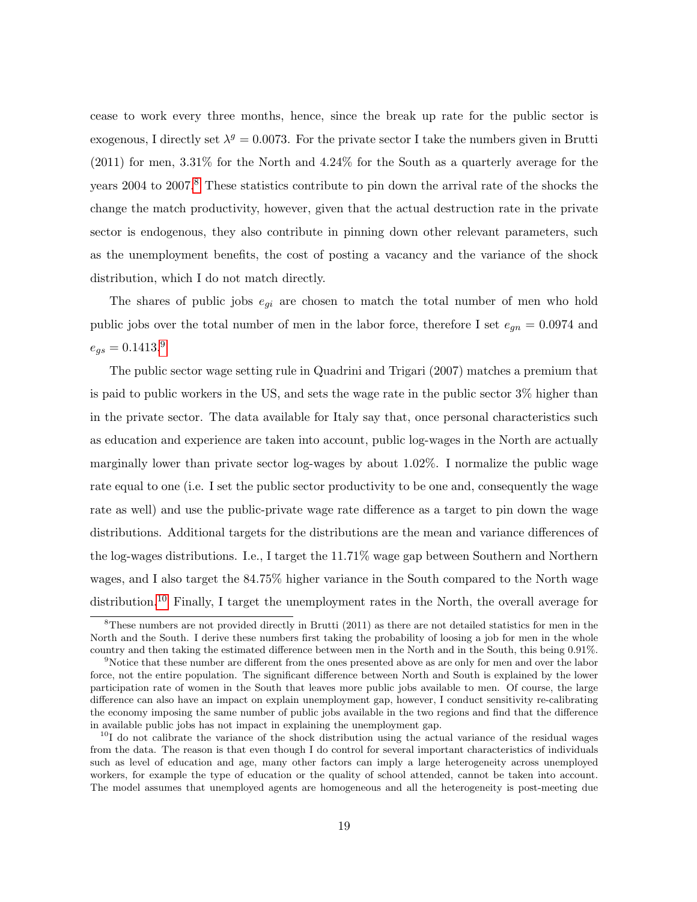cease to work every three months, hence, since the break up rate for the public sector is exogenous, I directly set $\lambda^g = 0.0073$. For the private sector I take the numbers given in Brutti (2011) for men, 3.31% for the North and 4.24% for the South as a quarterly average for the years 2004 to 2007.[8] These statistics contribute to pin down the arrival rate of the shocks the change the match productivity, however, given that the actual destruction rate in the private sector is endogenous, they also contribute in pinning down other relevant parameters, such as the unemployment benefits, the cost of posting a vacancy and the variance of the shock distribution, which I do not match directly.

The shares of public jobs $e_{gi}$ are chosen to match the total number of men who hold public jobs over the total number of men in the labor force, therefore I set $e_{gn} = 0.0974$ and $e_{gs} = 0.1413$.[9]

The public sector wage setting rule in Quadrini and Trigari (2007) matches a premium that is paid to public workers in the US, and sets the wage rate in the public sector 3% higher than in the private sector. The data available for Italy say that, once personal characteristics such as education and experience are taken into account, public log-wages in the North are actually marginally lower than private sector log-wages by about 1.02%. I normalize the public wage rate equal to one (i.e. I set the public sector productivity to be one and, consequently the wage rate as well) and use the public-private wage rate difference as a target to pin down the wage distributions. Additional targets for the distributions are the mean and variance differences of the log-wages distributions. I.e., I target the 11.71% wage gap between Southern and Northern wages, and I also target the 84.75% higher variance in the South compared to the North wage distribution.[10] Finally, I target the unemployment rates in the North, the overall average for

[8] These numbers are not provided directly in Brutti (2011) as there are not detailed statistics for men in the North and the South. I derive these numbers first taking the probability of loosing a job for men in the whole country and then taking the estimated difference between men in the North and in the South, this being 0.91%.

[9] Notice that these number are different from the ones presented above as are only for men and over the labor force, not the entire population. The significant difference between North and South is explained by the lower participation rate of women in the South that leaves more public jobs available to men. Of course, the large difference can also have an impact on explain unemployment gap, however, I conduct sensitivity re-calibrating the economy imposing the same number of public jobs available in the two regions and find that the difference in available public jobs has not impact in explaining the unemployment gap.

[10] I do not calibrate the variance of the shock distribution using the actual variance of the residual wages from the data. The reason is that even though I do control for several important characteristics of individuals such as level of education and age, many other factors can imply a large heterogeneity across unemployed workers, for example the type of education or the quality of school attended, cannot be taken into account. The model assumes that unemployed agents are homogeneous and all the heterogeneity is post-meeting due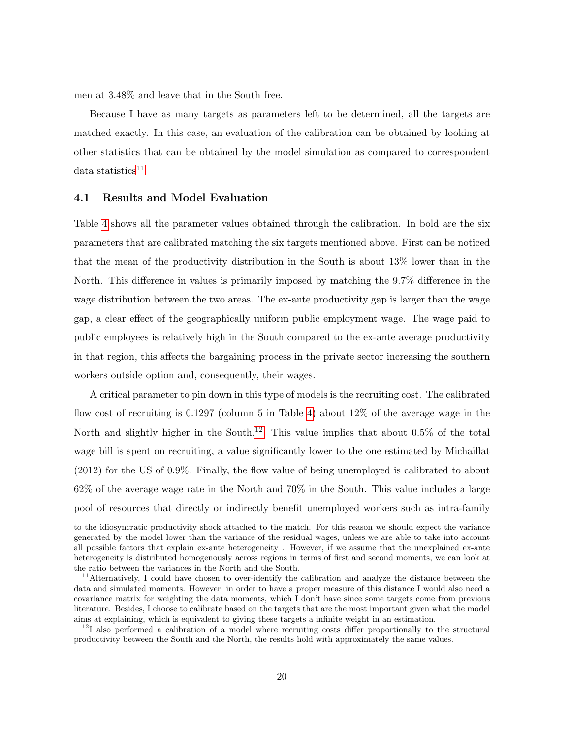men at 3.48% and leave that in the South free.

Because I have as many targets as parameters left to be determined, all the targets are matched exactly. In this case, an evaluation of the calibration can be obtained by looking at other statistics that can be obtained by the model simulation as compared to correspondent data statistics[11]

### 4.1 Results and Model Evaluation

Table 4 shows all the parameter values obtained through the calibration. In bold are the six parameters that are calibrated matching the six targets mentioned above. First can be noticed that the mean of the productivity distribution in the South is about 13% lower than in the North. This difference in values is primarily imposed by matching the 9.7% difference in the wage distribution between the two areas. The ex-ante productivity gap is larger than the wage gap, a clear effect of the geographically uniform public employment wage. The wage paid to public employees is relatively high in the South compared to the ex-ante average productivity in that region, this affects the bargaining process in the private sector increasing the southern workers outside option and, consequently, their wages.

A critical parameter to pin down in this type of models is the recruiting cost. The calibrated flow cost of recruiting is 0.1297 (column 5 in Table 4) about 12% of the average wage in the North and slightly higher in the South.[12] This value implies that about 0.5% of the total wage bill is spent on recruiting, a value significantly lower to the one estimated by Michaillat (2012) for the US of 0.9%. Finally, the flow value of being unemployed is calibrated to about 62% of the average wage rate in the North and 70% in the South. This value includes a large pool of resources that directly or indirectly benefit unemployed workers such as intra-family

---

to the idiosyncratic productivity shock attached to the match. For this reason we should expect the variance generated by the model lower than the variance of the residual wages, unless we are able to take into account all possible factors that explain ex-ante heterogeneity . However, if we assume that the unexplained ex-ante heterogeneity is distributed homogenously across regions in terms of first and second moments, we can look at the ratio between the variances in the North and the South.

[11] Alternatively, I could have chosen to over-identify the calibration and analyze the distance between the data and simulated moments. However, in order to have a proper measure of this distance I would also need a covariance matrix for weighting the data moments, which I don't have since some targets come from previous literature. Besides, I choose to calibrate based on the targets that are the most important given what the model aims at explaining, which is equivalent to giving these targets a infinite weight in an estimation.

[12] I also performed a calibration of a model where recruiting costs differ proportionally to the structural productivity between the South and the North, the results hold with approximately the same values.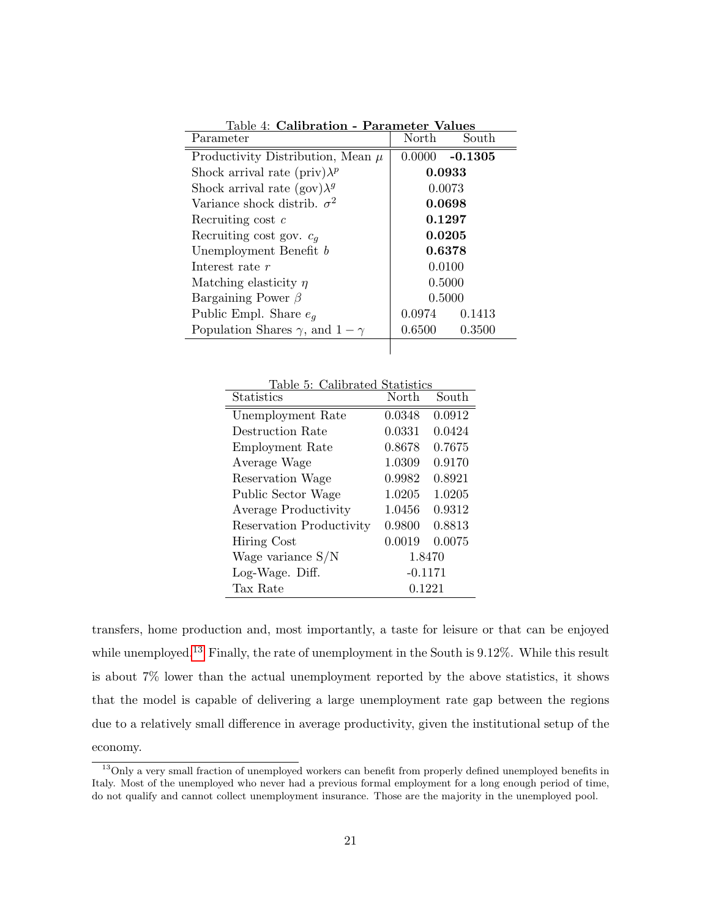Table 4: **Calibration - Parameter Values**

| Parameter | North | South |
|---|---|---|
| Productivity Distribution, Mean $\mu$ | 0.0000 | **-0.1305** |
| Shock arrival rate (priv)$\lambda^p$ | **0.0933** | |
| Shock arrival rate (gov)$\lambda^g$ | 0.0073 | |
| Variance shock distrib. $\sigma^2$ | **0.0698** | |
| Recruiting cost $c$ | **0.1297** | |
| Recruiting cost gov. $c_g$ | **0.0205** | |
| Unemployment Benefit $b$ | **0.6378** | |
| Interest rate $r$ | 0.0100 | |
| Matching elasticity $\eta$ | 0.5000 | |
| Bargaining Power $\beta$ | 0.5000 | |
| Public Empl. Share $e_g$ | 0.0974 | 0.1413 |
| Population Shares $\gamma$, and $1-\gamma$ | 0.6500 | 0.3500 |

Table 5: Calibrated Statistics

| Statistics | North | South |
|---|---|---|
| Unemployment Rate | 0.0348 | 0.0912 |
| Destruction Rate | 0.0331 | 0.0424 |
| Employment Rate | 0.8678 | 0.7675 |
| Average Wage | 1.0309 | 0.9170 |
| Reservation Wage | 0.9982 | 0.8921 |
| Public Sector Wage | 1.0205 | 1.0205 |
| Average Productivity | 1.0456 | 0.9312 |
| Reservation Productivity | 0.9800 | 0.8813 |
| Hiring Cost | 0.0019 | 0.0075 |
| Wage variance S/N | 1.8470 | |
| Log-Wage. Diff. | -0.1171 | |
| Tax Rate | 0.1221 | |

transfers, home production and, most importantly, a taste for leisure or that can be enjoyed while unemployed.[13] Finally, the rate of unemployment in the South is 9.12%. While this result is about 7% lower than the actual unemployment reported by the above statistics, it shows that the model is capable of delivering a large unemployment rate gap between the regions due to a relatively small difference in average productivity, given the institutional setup of the economy.

[13] Only a very small fraction of unemployed workers can benefit from properly defined unemployed benefits in Italy. Most of the unemployed who never had a previous formal employment for a long enough period of time, do not qualify and cannot collect unemployment insurance. Those are the majority in the unemployed pool.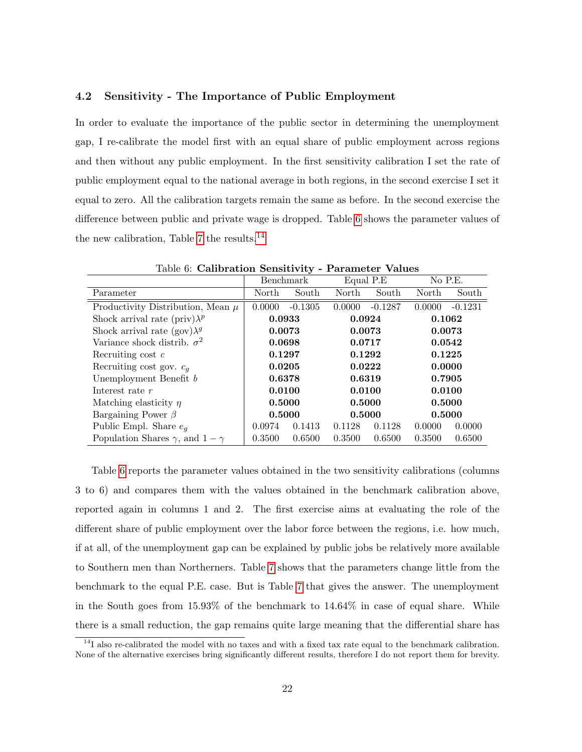### 4.2 Sensitivity - The Importance of Public Employment

In order to evaluate the importance of the public sector in determining the unemployment gap, I re-calibrate the model first with an equal share of public employment across regions and then without any public employment. In the first sensitivity calibration I set the rate of public employment equal to the national average in both regions, in the second exercise I set it equal to zero. All the calibration targets remain the same as before. In the second exercise the difference between public and private wage is dropped. Table 6 shows the parameter values of the new calibration, Table 7 the results.[14]

Table 6: **Calibration Sensitivity - Parameter Values**

| | Benchmark | | Equal P.E | | No P.E. | |
|---|---|---|---|---|---|---|
| Parameter | North | South | North | South | North | South |
| Productivity Distribution, Mean $\mu$ | 0.0000 | -0.1305 | 0.0000 | -0.1287 | 0.0000 | -0.1231 |
| Shock arrival rate (priv)$\lambda^p$ | **0.0933** | | **0.0924** | | **0.1062** | |
| Shock arrival rate (gov)$\lambda^g$ | **0.0073** | | **0.0073** | | **0.0073** | |
| Variance shock distrib. $\sigma^2$ | **0.0698** | | **0.0717** | | **0.0542** | |
| Recruiting cost $c$ | **0.1297** | | **0.1292** | | **0.1225** | |
| Recruiting cost gov. $c_g$ | **0.0205** | | **0.0222** | | **0.0000** | |
| Unemployment Benefit $b$ | **0.6378** | | **0.6319** | | **0.7905** | |
| Interest rate $r$ | **0.0100** | | **0.0100** | | **0.0100** | |
| Matching elasticity $\eta$ | **0.5000** | | **0.5000** | | **0.5000** | |
| Bargaining Power $\beta$ | **0.5000** | | **0.5000** | | **0.5000** | |
| Public Empl. Share $e_g$ | 0.0974 | 0.1413 | 0.1128 | 0.1128 | 0.0000 | 0.0000 |
| Population Shares $\gamma$, and $1-\gamma$ | 0.3500 | 0.6500 | 0.3500 | 0.6500 | 0.3500 | 0.6500 |

Table 6 reports the parameter values obtained in the two sensitivity calibrations (columns 3 to 6) and compares them with the values obtained in the benchmark calibration above, reported again in columns 1 and 2. The first exercise aims at evaluating the role of the different share of public employment over the labor force between the regions, i.e. how much, if at all, of the unemployment gap can be explained by public jobs be relatively more available to Southern men than Northerners. Table 7 shows that the parameters change little from the benchmark to the equal P.E. case. But is Table 7 that gives the answer. The unemployment in the South goes from 15.93% of the benchmark to 14.64% in case of equal share. While there is a small reduction, the gap remains quite large meaning that the differential share has

[14] I also re-calibrated the model with no taxes and with a fixed tax rate equal to the benchmark calibration. None of the alternative exercises bring significantly different results, therefore I do not report them for brevity.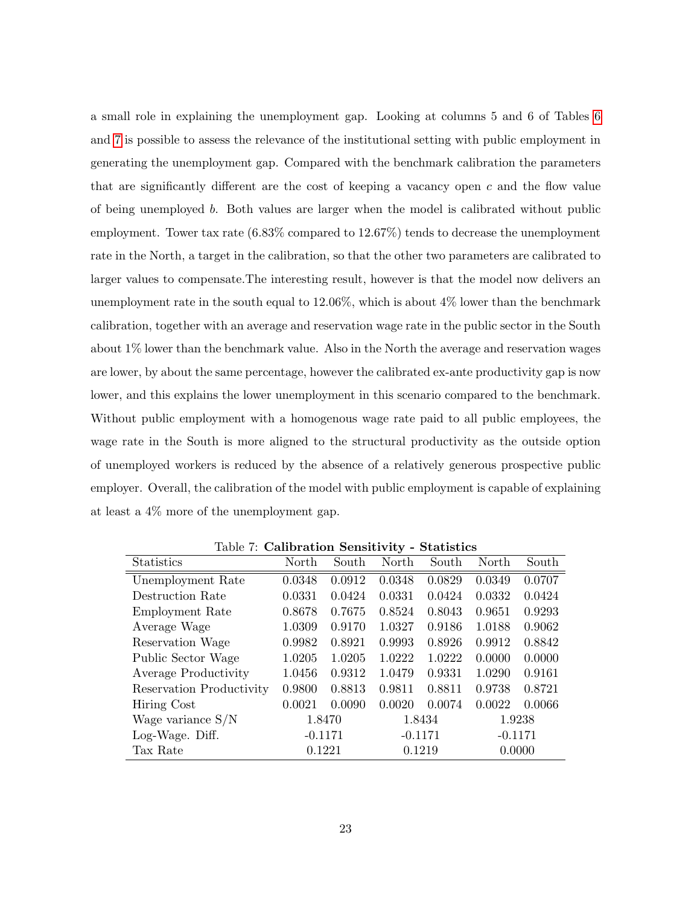a small role in explaining the unemployment gap. Looking at columns 5 and 6 of Tables 6 and 7 is possible to assess the relevance of the institutional setting with public employment in generating the unemployment gap. Compared with the benchmark calibration the parameters that are significantly different are the cost of keeping a vacancy open $c$ and the flow value of being unemployed $b$. Both values are larger when the model is calibrated without public employment. Tower tax rate (6.83% compared to 12.67%) tends to decrease the unemployment rate in the North, a target in the calibration, so that the other two parameters are calibrated to larger values to compensate.The interesting result, however is that the model now delivers an unemployment rate in the south equal to 12.06%, which is about 4% lower than the benchmark calibration, together with an average and reservation wage rate in the public sector in the South about 1% lower than the benchmark value. Also in the North the average and reservation wages are lower, by about the same percentage, however the calibrated ex-ante productivity gap is now lower, and this explains the lower unemployment in this scenario compared to the benchmark. Without public employment with a homogenous wage rate paid to all public employees, the wage rate in the South is more aligned to the structural productivity as the outside option of unemployed workers is reduced by the absence of a relatively generous prospective public employer. Overall, the calibration of the model with public employment is capable of explaining at least a 4% more of the unemployment gap.

Table 7: **Calibration Sensitivity - Statistics**

| Statistics | North | South | North | South | North | South |
|---|---|---|---|---|---|---|
| Unemployment Rate | 0.0348 | 0.0912 | 0.0348 | 0.0829 | 0.0349 | 0.0707 |
| Destruction Rate | 0.0331 | 0.0424 | 0.0331 | 0.0424 | 0.0332 | 0.0424 |
| Employment Rate | 0.8678 | 0.7675 | 0.8524 | 0.8043 | 0.9651 | 0.9293 |
| Average Wage | 1.0309 | 0.9170 | 1.0327 | 0.9186 | 1.0188 | 0.9062 |
| Reservation Wage | 0.9982 | 0.8921 | 0.9993 | 0.8926 | 0.9912 | 0.8842 |
| Public Sector Wage | 1.0205 | 1.0205 | 1.0222 | 1.0222 | 0.0000 | 0.0000 |
| Average Productivity | 1.0456 | 0.9312 | 1.0479 | 0.9331 | 1.0290 | 0.9161 |
| Reservation Productivity | 0.9800 | 0.8813 | 0.9811 | 0.8811 | 0.9738 | 0.8721 |
| Hiring Cost | 0.0021 | 0.0090 | 0.0020 | 0.0074 | 0.0022 | 0.0066 |
| Wage variance S/N | 1.8470 | | 1.8434 | | 1.9238 | |
| Log-Wage. Diff. | -0.1171 | | -0.1171 | | -0.1171 | |
| Tax Rate | 0.1221 | | 0.1219 | | 0.0000 | |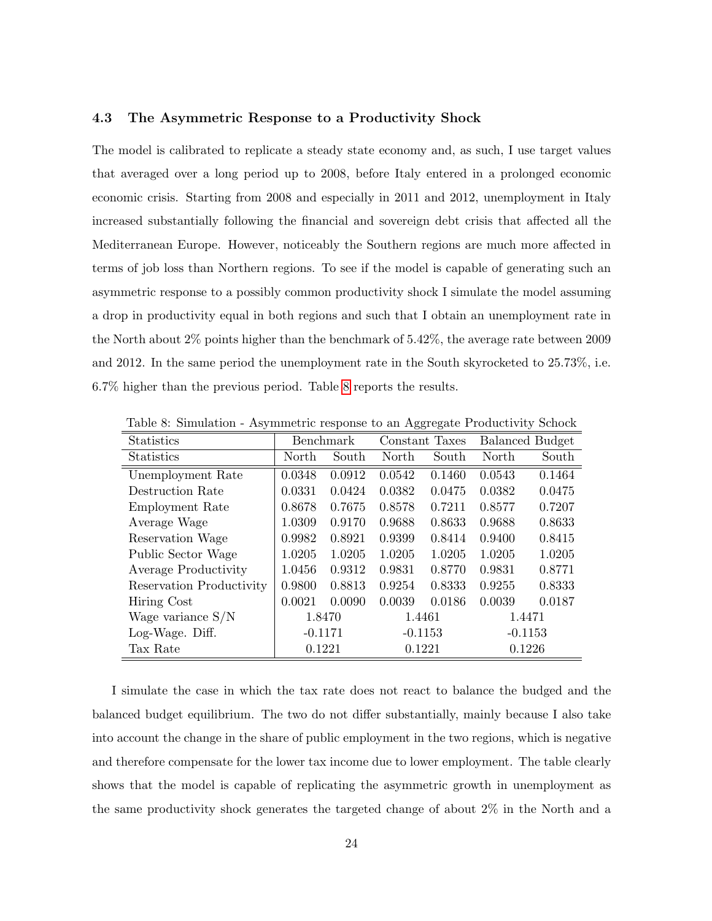### 4.3 The Asymmetric Response to a Productivity Shock

The model is calibrated to replicate a steady state economy and, as such, I use target values that averaged over a long period up to 2008, before Italy entered in a prolonged economic economic crisis. Starting from 2008 and especially in 2011 and 2012, unemployment in Italy increased substantially following the financial and sovereign debt crisis that affected all the Mediterranean Europe. However, noticeably the Southern regions are much more affected in terms of job loss than Northern regions. To see if the model is capable of generating such an asymmetric response to a possibly common productivity shock I simulate the model assuming a drop in productivity equal in both regions and such that I obtain an unemployment rate in the North about 2% points higher than the benchmark of 5.42%, the average rate between 2009 and 2012. In the same period the unemployment rate in the South skyrocketed to 25.73%, i.e. 6.7% higher than the previous period. Table 8 reports the results.

Table 8: Simulation - Asymmetric response to an Aggregate Productivity Schock

| Statistics | Benchmark | | Constant Taxes | | Balanced Budget | |
|---|---|---|---|---|---|---|
| Statistics | North | South | North | South | North | South |
| Unemployment Rate | 0.0348 | 0.0912 | 0.0542 | 0.1460 | 0.0543 | 0.1464 |
| Destruction Rate | 0.0331 | 0.0424 | 0.0382 | 0.0475 | 0.0382 | 0.0475 |
| Employment Rate | 0.8678 | 0.7675 | 0.8578 | 0.7211 | 0.8577 | 0.7207 |
| Average Wage | 1.0309 | 0.9170 | 0.9688 | 0.8633 | 0.9688 | 0.8633 |
| Reservation Wage | 0.9982 | 0.8921 | 0.9399 | 0.8414 | 0.9400 | 0.8415 |
| Public Sector Wage | 1.0205 | 1.0205 | 1.0205 | 1.0205 | 1.0205 | 1.0205 |
| Average Productivity | 1.0456 | 0.9312 | 0.9831 | 0.8770 | 0.9831 | 0.8771 |
| Reservation Productivity | 0.9800 | 0.8813 | 0.9254 | 0.8333 | 0.9255 | 0.8333 |
| Hiring Cost | 0.0021 | 0.0090 | 0.0039 | 0.0186 | 0.0039 | 0.0187 |
| Wage variance S/N | 1.8470 | | 1.4461 | | 1.4471 | |
| Log-Wage. Diff. | -0.1171 | | -0.1153 | | -0.1153 | |
| Tax Rate | 0.1221 | | 0.1221 | | 0.1226 | |

I simulate the case in which the tax rate does not react to balance the budged and the balanced budget equilibrium. The two do not differ substantially, mainly because I also take into account the change in the share of public employment in the two regions, which is negative and therefore compensate for the lower tax income due to lower employment. The table clearly shows that the model is capable of replicating the asymmetric growth in unemployment as the same productivity shock generates the targeted change of about 2% in the North and a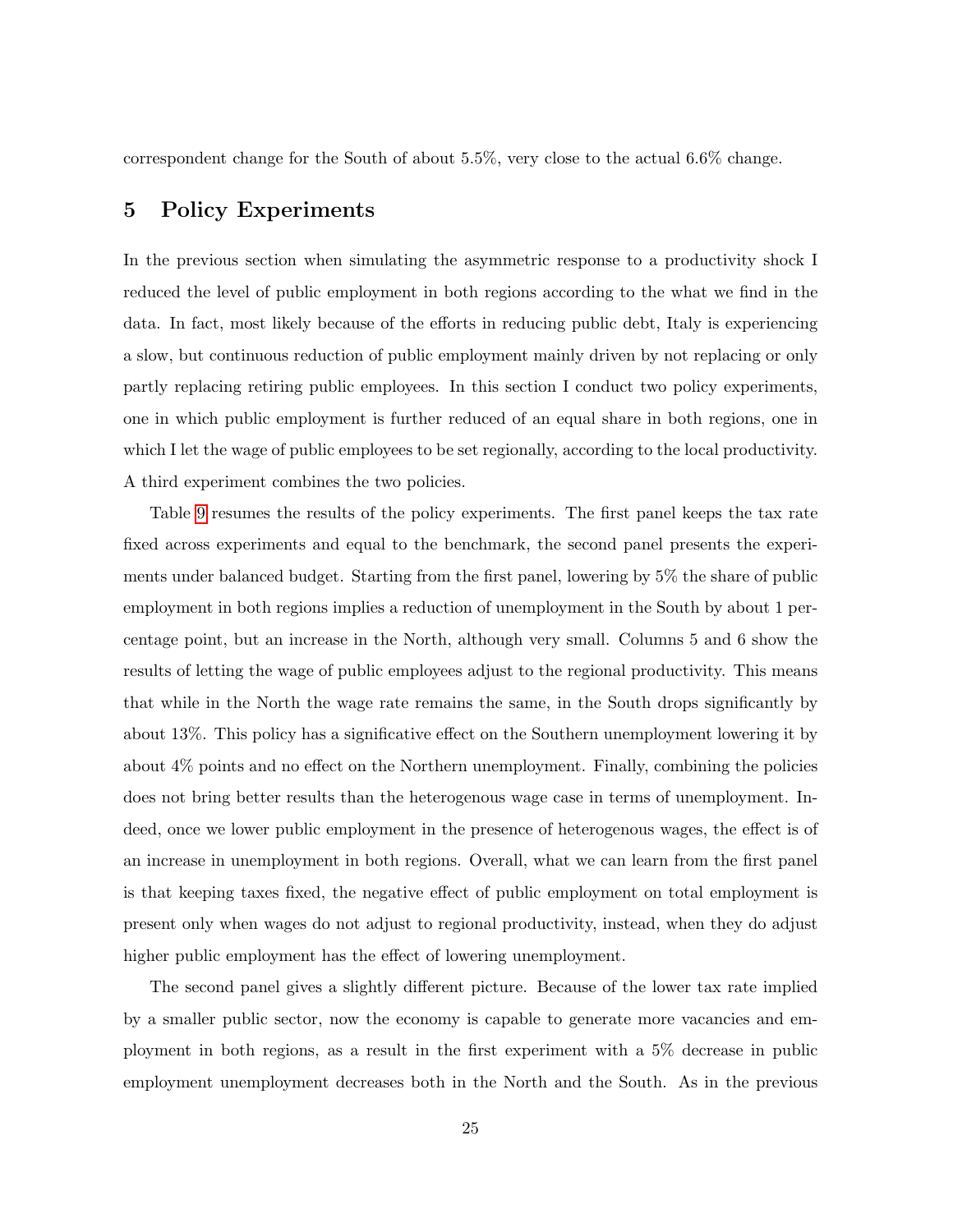correspondent change for the South of about 5.5%, very close to the actual 6.6% change.

## 5 Policy Experiments

In the previous section when simulating the asymmetric response to a productivity shock I reduced the level of public employment in both regions according to the what we find in the data. In fact, most likely because of the efforts in reducing public debt, Italy is experiencing a slow, but continuous reduction of public employment mainly driven by not replacing or only partly replacing retiring public employees. In this section I conduct two policy experiments, one in which public employment is further reduced of an equal share in both regions, one in which I let the wage of public employees to be set regionally, according to the local productivity. A third experiment combines the two policies.

Table 9 resumes the results of the policy experiments. The first panel keeps the tax rate fixed across experiments and equal to the benchmark, the second panel presents the experiments under balanced budget. Starting from the first panel, lowering by 5% the share of public employment in both regions implies a reduction of unemployment in the South by about 1 percentage point, but an increase in the North, although very small. Columns 5 and 6 show the results of letting the wage of public employees adjust to the regional productivity. This means that while in the North the wage rate remains the same, in the South drops significantly by about 13%. This policy has a significative effect on the Southern unemployment lowering it by about 4% points and no effect on the Northern unemployment. Finally, combining the policies does not bring better results than the heterogenous wage case in terms of unemployment. Indeed, once we lower public employment in the presence of heterogenous wages, the effect is of an increase in unemployment in both regions. Overall, what we can learn from the first panel is that keeping taxes fixed, the negative effect of public employment on total employment is present only when wages do not adjust to regional productivity, instead, when they do adjust higher public employment has the effect of lowering unemployment.

The second panel gives a slightly different picture. Because of the lower tax rate implied by a smaller public sector, now the economy is capable to generate more vacancies and employment in both regions, as a result in the first experiment with a 5% decrease in public employment unemployment decreases both in the North and the South. As in the previous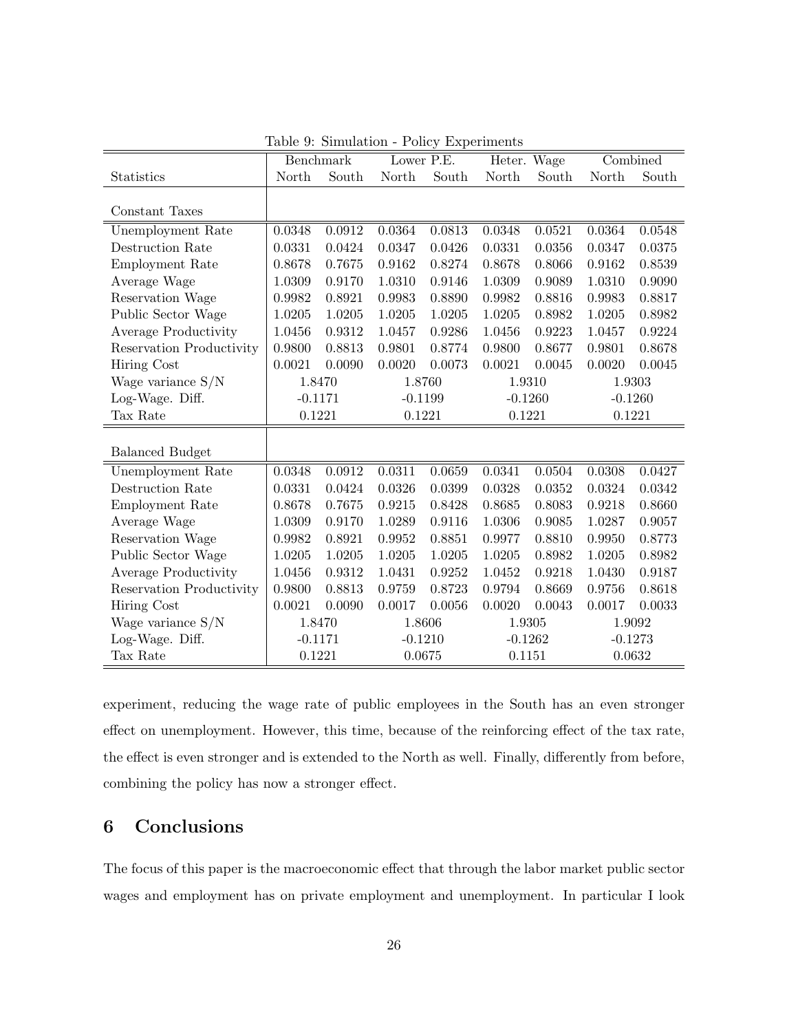Table 9: Simulation - Policy Experiments

| | Benchmark | | Lower P.E. | | Heter. Wage | | Combined | |
|---|---|---|---|---|---|---|---|---|
| Statistics | North | South | North | South | North | South | North | South |
| Constant Taxes | | | | | | | | |
| Unemployment Rate | 0.0348 | 0.0912 | 0.0364 | 0.0813 | 0.0348 | 0.0521 | 0.0364 | 0.0548 |
| Destruction Rate | 0.0331 | 0.0424 | 0.0347 | 0.0426 | 0.0331 | 0.0356 | 0.0347 | 0.0375 |
| Employment Rate | 0.8678 | 0.7675 | 0.9162 | 0.8274 | 0.8678 | 0.8066 | 0.9162 | 0.8539 |
| Average Wage | 1.0309 | 0.9170 | 1.0310 | 0.9146 | 1.0309 | 0.9089 | 1.0310 | 0.9090 |
| Reservation Wage | 0.9982 | 0.8921 | 0.9983 | 0.8890 | 0.9982 | 0.8816 | 0.9983 | 0.8817 |
| Public Sector Wage | 1.0205 | 1.0205 | 1.0205 | 1.0205 | 1.0205 | 0.8982 | 1.0205 | 0.8982 |
| Average Productivity | 1.0456 | 0.9312 | 1.0457 | 0.9286 | 1.0456 | 0.9223 | 1.0457 | 0.9224 |
| Reservation Productivity | 0.9800 | 0.8813 | 0.9801 | 0.8774 | 0.9800 | 0.8677 | 0.9801 | 0.8678 |
| Hiring Cost | 0.0021 | 0.0090 | 0.0020 | 0.0073 | 0.0021 | 0.0045 | 0.0020 | 0.0045 |
| Wage variance S/N | 1.8470 | | 1.8760 | | 1.9310 | | 1.9303 | |
| Log-Wage. Diff. | -0.1171 | | -0.1199 | | -0.1260 | | -0.1260 | |
| Tax Rate | 0.1221 | | 0.1221 | | 0.1221 | | 0.1221 | |
| Balanced Budget | | | | | | | | |
| Unemployment Rate | 0.0348 | 0.0912 | 0.0311 | 0.0659 | 0.0341 | 0.0504 | 0.0308 | 0.0427 |
| Destruction Rate | 0.0331 | 0.0424 | 0.0326 | 0.0399 | 0.0328 | 0.0352 | 0.0324 | 0.0342 |
| Employment Rate | 0.8678 | 0.7675 | 0.9215 | 0.8428 | 0.8685 | 0.8083 | 0.9218 | 0.8660 |
| Average Wage | 1.0309 | 0.9170 | 1.0289 | 0.9116 | 1.0306 | 0.9085 | 1.0287 | 0.9057 |
| Reservation Wage | 0.9982 | 0.8921 | 0.9952 | 0.8851 | 0.9977 | 0.8810 | 0.9950 | 0.8773 |
| Public Sector Wage | 1.0205 | 1.0205 | 1.0205 | 1.0205 | 1.0205 | 0.8982 | 1.0205 | 0.8982 |
| Average Productivity | 1.0456 | 0.9312 | 1.0431 | 0.9252 | 1.0452 | 0.9218 | 1.0430 | 0.9187 |
| Reservation Productivity | 0.9800 | 0.8813 | 0.9759 | 0.8723 | 0.9794 | 0.8669 | 0.9756 | 0.8618 |
| Hiring Cost | 0.0021 | 0.0090 | 0.0017 | 0.0056 | 0.0020 | 0.0043 | 0.0017 | 0.0033 |
| Wage variance S/N | 1.8470 | | 1.8606 | | 1.9305 | | 1.9092 | |
| Log-Wage. Diff. | -0.1171 | | -0.1210 | | -0.1262 | | -0.1273 | |
| Tax Rate | 0.1221 | | 0.0675 | | 0.1151 | | 0.0632 | |

experiment, reducing the wage rate of public employees in the South has an even stronger effect on unemployment. However, this time, because of the reinforcing effect of the tax rate, the effect is even stronger and is extended to the North as well. Finally, differently from before, combining the policy has now a stronger effect.

## 6 Conclusions

The focus of this paper is the macroeconomic effect that through the labor market public sector wages and employment has on private employment and unemployment. In particular I look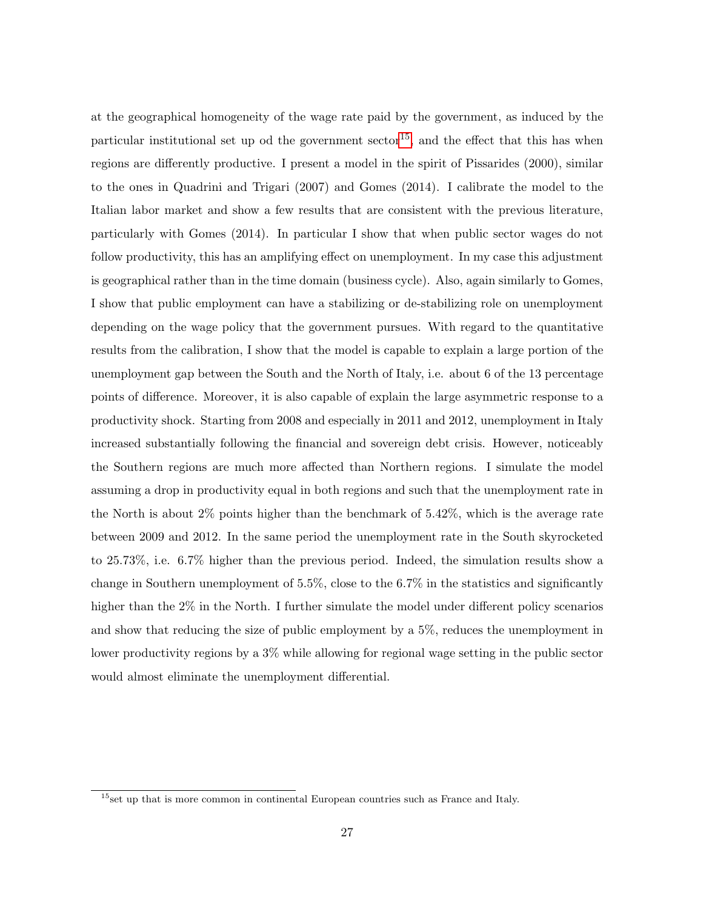at the geographical homogeneity of the wage rate paid by the government, as induced by the particular institutional set up od the government sector[15], and the effect that this has when regions are differently productive. I present a model in the spirit of Pissarides (2000), similar to the ones in Quadrini and Trigari (2007) and Gomes (2014). I calibrate the model to the Italian labor market and show a few results that are consistent with the previous literature, particularly with Gomes (2014). In particular I show that when public sector wages do not follow productivity, this has an amplifying effect on unemployment. In my case this adjustment is geographical rather than in the time domain (business cycle). Also, again similarly to Gomes, I show that public employment can have a stabilizing or de-stabilizing role on unemployment depending on the wage policy that the government pursues. With regard to the quantitative results from the calibration, I show that the model is capable to explain a large portion of the unemployment gap between the South and the North of Italy, i.e. about 6 of the 13 percentage points of difference. Moreover, it is also capable of explain the large asymmetric response to a productivity shock. Starting from 2008 and especially in 2011 and 2012, unemployment in Italy increased substantially following the financial and sovereign debt crisis. However, noticeably the Southern regions are much more affected than Northern regions. I simulate the model assuming a drop in productivity equal in both regions and such that the unemployment rate in the North is about 2% points higher than the benchmark of 5.42%, which is the average rate between 2009 and 2012. In the same period the unemployment rate in the South skyrocketed to 25.73%, i.e. 6.7% higher than the previous period. Indeed, the simulation results show a change in Southern unemployment of 5.5%, close to the 6.7% in the statistics and significantly higher than the 2% in the North. I further simulate the model under different policy scenarios and show that reducing the size of public employment by a 5%, reduces the unemployment in lower productivity regions by a 3% while allowing for regional wage setting in the public sector would almost eliminate the unemployment differential.

[15] set up that is more common in continental European countries such as France and Italy.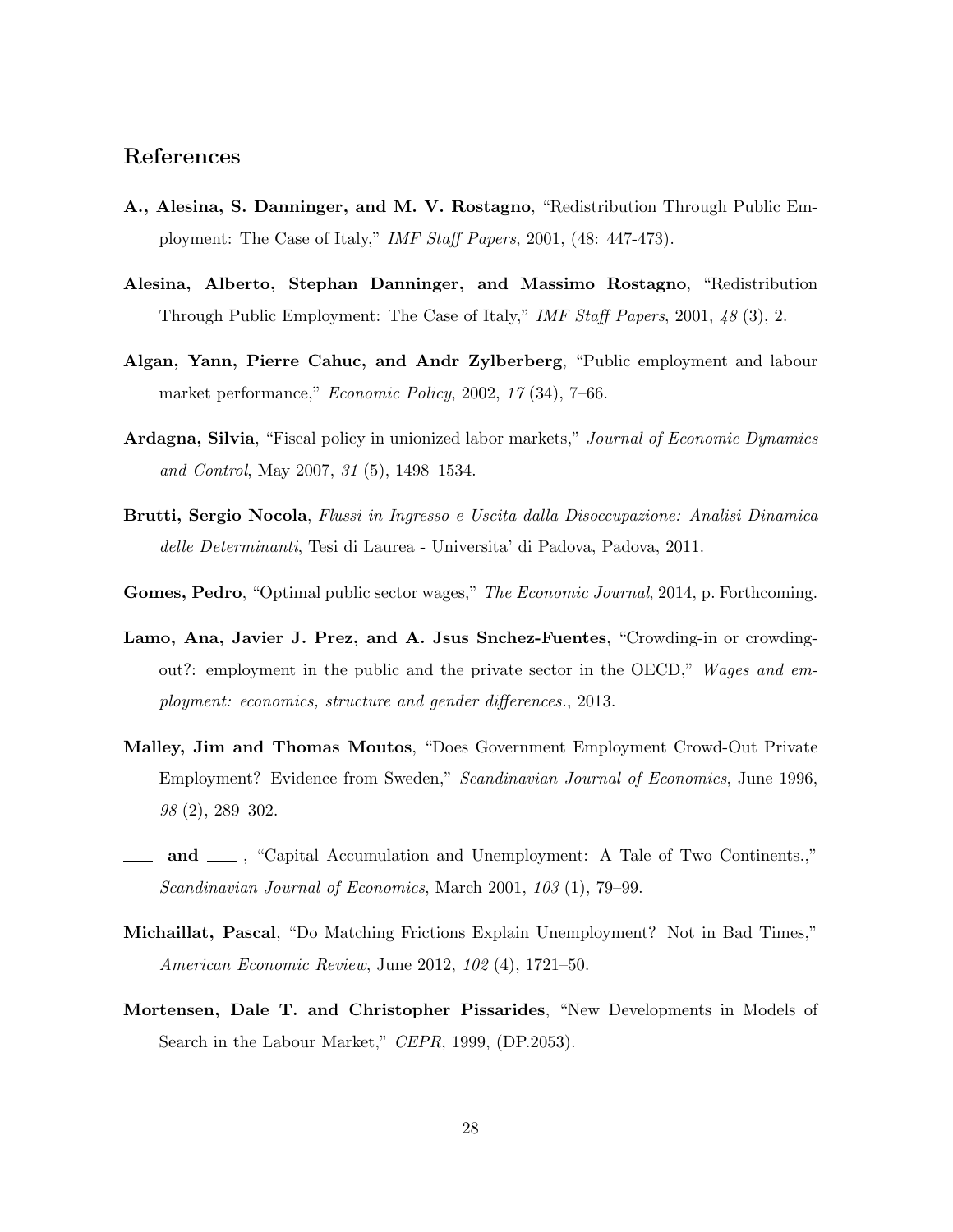## References

**A., Alesina, S. Danninger, and M. V. Rostagno**, "Redistribution Through Public Employment: The Case of Italy," *IMF Staff Papers*, 2001, (48: 447-473).

**Alesina, Alberto, Stephan Danninger, and Massimo Rostagno**, "Redistribution Through Public Employment: The Case of Italy," *IMF Staff Papers*, 2001, *48* (3), 2.

**Algan, Yann, Pierre Cahuc, and Andr Zylberberg**, "Public employment and labour market performance," *Economic Policy*, 2002, *17* (34), 7–66.

**Ardagna, Silvia**, "Fiscal policy in unionized labor markets," *Journal of Economic Dynamics and Control*, May 2007, *31* (5), 1498–1534.

**Brutti, Sergio Nocola**, *Flussi in Ingresso e Uscita dalla Disoccupazione: Analisi Dinamica delle Determinanti*, Tesi di Laurea - Universita' di Padova, Padova, 2011.

**Gomes, Pedro**, "Optimal public sector wages," *The Economic Journal*, 2014, p. Forthcoming.

**Lamo, Ana, Javier J. Prez, and A. Jsus Snchez-Fuentes**, "Crowding-in or crowding-out?: employment in the public and the private sector in the OECD," *Wages and employment: economics, structure and gender differences.*, 2013.

**Malley, Jim and Thomas Moutos**, "Does Government Employment Crowd-Out Private Employment? Evidence from Sweden," *Scandinavian Journal of Economics*, June 1996, *98* (2), 289–302.

**\_\_\_ and \_\_\_** , "Capital Accumulation and Unemployment: A Tale of Two Continents.," *Scandinavian Journal of Economics*, March 2001, *103* (1), 79–99.

**Michaillat, Pascal**, "Do Matching Frictions Explain Unemployment? Not in Bad Times," *American Economic Review*, June 2012, *102* (4), 1721–50.

**Mortensen, Dale T. and Christopher Pissarides**, "New Developments in Models of Search in the Labour Market," *CEPR*, 1999, (DP.2053).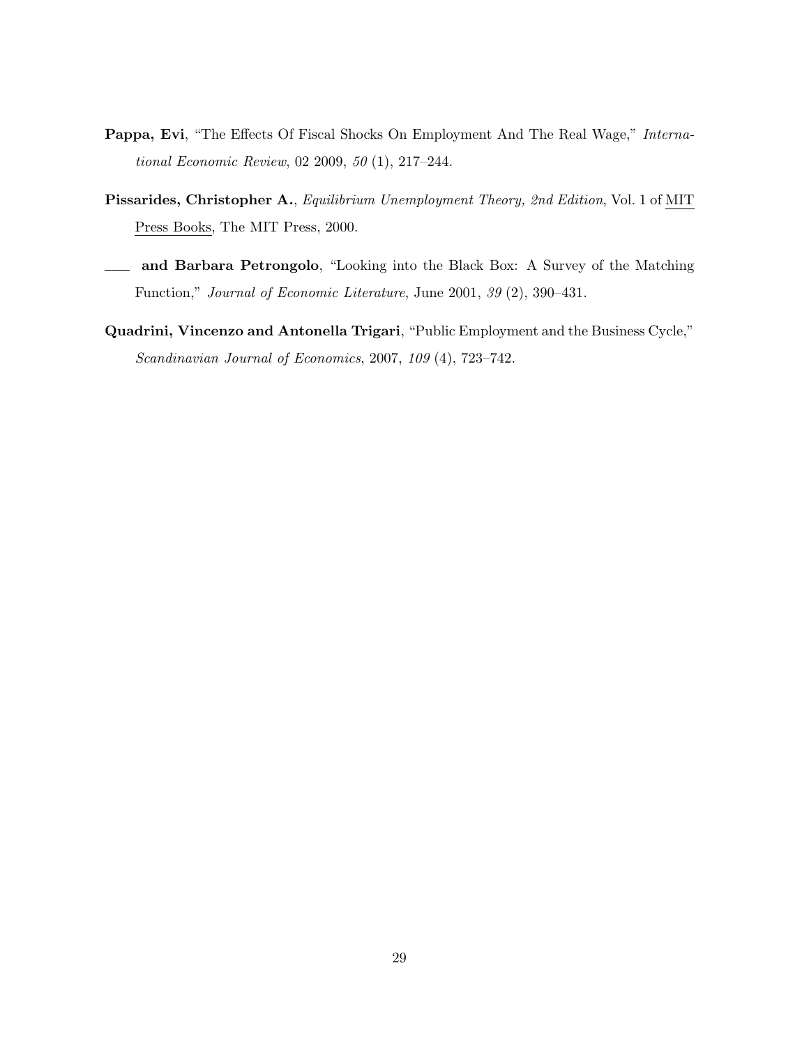**Pappa, Evi**, "The Effects Of Fiscal Shocks On Employment And The Real Wage," *International Economic Review*, 02 2009, *50* (1), 217–244.

**Pissarides, Christopher A.**, *Equilibrium Unemployment Theory, 2nd Edition*, Vol. 1 of MIT Press Books, The MIT Press, 2000.

___ **and Barbara Petrongolo**, "Looking into the Black Box: A Survey of the Matching Function," *Journal of Economic Literature*, June 2001, *39* (2), 390–431.

**Quadrini, Vincenzo and Antonella Trigari**, "Public Employment and the Business Cycle," *Scandinavian Journal of Economics*, 2007, *109* (4), 723–742.